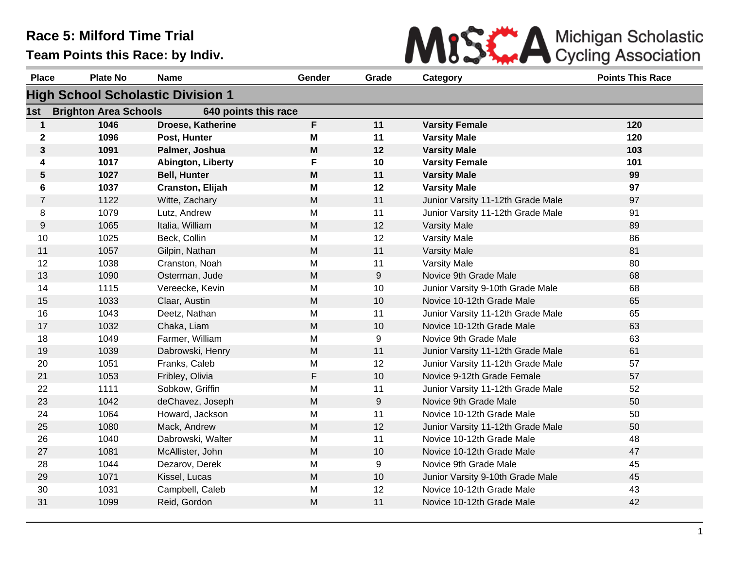# Race 5: Milford Time Trial

## Team Points this Race: by Indiv.

Michigan Scholastic Cycling Association

| Place | Plate No | Name | Gender | Grade | Category | Points This Race |
|---|---|---|---|---|---|---|
| **High School Scholastic Division 1** | | | | | | |
| **1st** | **Brighton Area Schools** | **640 points this race** | | | | |
| **1** | **1046** | **Droese, Katherine** | **F** | **11** | **Varsity Female** | **120** |
| **2** | **1096** | **Post, Hunter** | **M** | **11** | **Varsity Male** | **120** |
| **3** | **1091** | **Palmer, Joshua** | **M** | **12** | **Varsity Male** | **103** |
| **4** | **1017** | **Abington, Liberty** | **F** | **10** | **Varsity Female** | **101** |
| **5** | **1027** | **Bell, Hunter** | **M** | **11** | **Varsity Male** | **99** |
| **6** | **1037** | **Cranston, Elijah** | **M** | **12** | **Varsity Male** | **97** |
| 7 | 1122 | Witte, Zachary | M | 11 | Junior Varsity 11-12th Grade Male | 97 |
| 8 | 1079 | Lutz, Andrew | M | 11 | Junior Varsity 11-12th Grade Male | 91 |
| 9 | 1065 | Italia, William | M | 12 | Varsity Male | 89 |
| 10 | 1025 | Beck, Collin | M | 12 | Varsity Male | 86 |
| 11 | 1057 | Gilpin, Nathan | M | 11 | Varsity Male | 81 |
| 12 | 1038 | Cranston, Noah | M | 11 | Varsity Male | 80 |
| 13 | 1090 | Osterman, Jude | M | 9 | Novice 9th Grade Male | 68 |
| 14 | 1115 | Vereecke, Kevin | M | 10 | Junior Varsity 9-10th Grade Male | 68 |
| 15 | 1033 | Claar, Austin | M | 10 | Novice 10-12th Grade Male | 65 |
| 16 | 1043 | Deetz, Nathan | M | 11 | Junior Varsity 11-12th Grade Male | 65 |
| 17 | 1032 | Chaka, Liam | M | 10 | Novice 10-12th Grade Male | 63 |
| 18 | 1049 | Farmer, William | M | 9 | Novice 9th Grade Male | 63 |
| 19 | 1039 | Dabrowski, Henry | M | 11 | Junior Varsity 11-12th Grade Male | 61 |
| 20 | 1051 | Franks, Caleb | M | 12 | Junior Varsity 11-12th Grade Male | 57 |
| 21 | 1053 | Fribley, Olivia | F | 10 | Novice 9-12th Grade Female | 57 |
| 22 | 1111 | Sobkow, Griffin | M | 11 | Junior Varsity 11-12th Grade Male | 52 |
| 23 | 1042 | deChavez, Joseph | M | 9 | Novice 9th Grade Male | 50 |
| 24 | 1064 | Howard, Jackson | M | 11 | Novice 10-12th Grade Male | 50 |
| 25 | 1080 | Mack, Andrew | M | 12 | Junior Varsity 11-12th Grade Male | 50 |
| 26 | 1040 | Dabrowski, Walter | M | 11 | Novice 10-12th Grade Male | 48 |
| 27 | 1081 | McAllister, John | M | 10 | Novice 10-12th Grade Male | 47 |
| 28 | 1044 | Dezarov, Derek | M | 9 | Novice 9th Grade Male | 45 |
| 29 | 1071 | Kissel, Lucas | M | 10 | Junior Varsity 9-10th Grade Male | 45 |
| 30 | 1031 | Campbell, Caleb | M | 12 | Novice 10-12th Grade Male | 43 |
| 31 | 1099 | Reid, Gordon | M | 11 | Novice 10-12th Grade Male | 42 |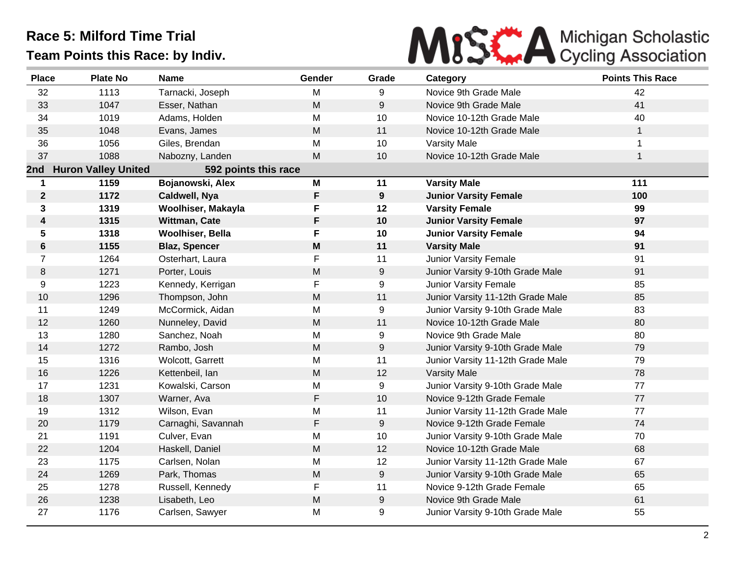# Race 5: Milford Time Trial

## Team Points this Race: by Indiv.

Michigan Scholastic Cycling Association

| Place | Plate No | Name | Gender | Grade | Category | Points This Race |
|---|---|---|---|---|---|---|
| 32 | 1113 | Tarnacki, Joseph | M | 9 | Novice 9th Grade Male | 42 |
| 33 | 1047 | Esser, Nathan | M | 9 | Novice 9th Grade Male | 41 |
| 34 | 1019 | Adams, Holden | M | 10 | Novice 10-12th Grade Male | 40 |
| 35 | 1048 | Evans, James | M | 11 | Novice 10-12th Grade Male | 1 |
| 36 | 1056 | Giles, Brendan | M | 10 | Varsity Male | 1 |
| 37 | 1088 | Nabozny, Landen | M | 10 | Novice 10-12th Grade Male | 1 |
| **2nd** | **Huron Valley United** | **592 points this race** | | | | |
| **1** | **1159** | **Bojanowski, Alex** | **M** | **11** | **Varsity Male** | **111** |
| **2** | **1172** | **Caldwell, Nya** | **F** | **9** | **Junior Varsity Female** | **100** |
| **3** | **1319** | **Woolhiser, Makayla** | **F** | **12** | **Varsity Female** | **99** |
| **4** | **1315** | **Wittman, Cate** | **F** | **10** | **Junior Varsity Female** | **97** |
| **5** | **1318** | **Woolhiser, Bella** | **F** | **10** | **Junior Varsity Female** | **94** |
| **6** | **1155** | **Blaz, Spencer** | **M** | **11** | **Varsity Male** | **91** |
| 7 | 1264 | Osterhart, Laura | F | 11 | Junior Varsity Female | 91 |
| 8 | 1271 | Porter, Louis | M | 9 | Junior Varsity 9-10th Grade Male | 91 |
| 9 | 1223 | Kennedy, Kerrigan | F | 9 | Junior Varsity Female | 85 |
| 10 | 1296 | Thompson, John | M | 11 | Junior Varsity 11-12th Grade Male | 85 |
| 11 | 1249 | McCormick, Aidan | M | 9 | Junior Varsity 9-10th Grade Male | 83 |
| 12 | 1260 | Nunneley, David | M | 11 | Novice 10-12th Grade Male | 80 |
| 13 | 1280 | Sanchez, Noah | M | 9 | Novice 9th Grade Male | 80 |
| 14 | 1272 | Rambo, Josh | M | 9 | Junior Varsity 9-10th Grade Male | 79 |
| 15 | 1316 | Wolcott, Garrett | M | 11 | Junior Varsity 11-12th Grade Male | 79 |
| 16 | 1226 | Kettenbeil, Ian | M | 12 | Varsity Male | 78 |
| 17 | 1231 | Kowalski, Carson | M | 9 | Junior Varsity 9-10th Grade Male | 77 |
| 18 | 1307 | Warner, Ava | F | 10 | Novice 9-12th Grade Female | 77 |
| 19 | 1312 | Wilson, Evan | M | 11 | Junior Varsity 11-12th Grade Male | 77 |
| 20 | 1179 | Carnaghi, Savannah | F | 9 | Novice 9-12th Grade Female | 74 |
| 21 | 1191 | Culver, Evan | M | 10 | Junior Varsity 9-10th Grade Male | 70 |
| 22 | 1204 | Haskell, Daniel | M | 12 | Novice 10-12th Grade Male | 68 |
| 23 | 1175 | Carlsen, Nolan | M | 12 | Junior Varsity 11-12th Grade Male | 67 |
| 24 | 1269 | Park, Thomas | M | 9 | Junior Varsity 9-10th Grade Male | 65 |
| 25 | 1278 | Russell, Kennedy | F | 11 | Novice 9-12th Grade Female | 65 |
| 26 | 1238 | Lisabeth, Leo | M | 9 | Novice 9th Grade Male | 61 |
| 27 | 1176 | Carlsen, Sawyer | M | 9 | Junior Varsity 9-10th Grade Male | 55 |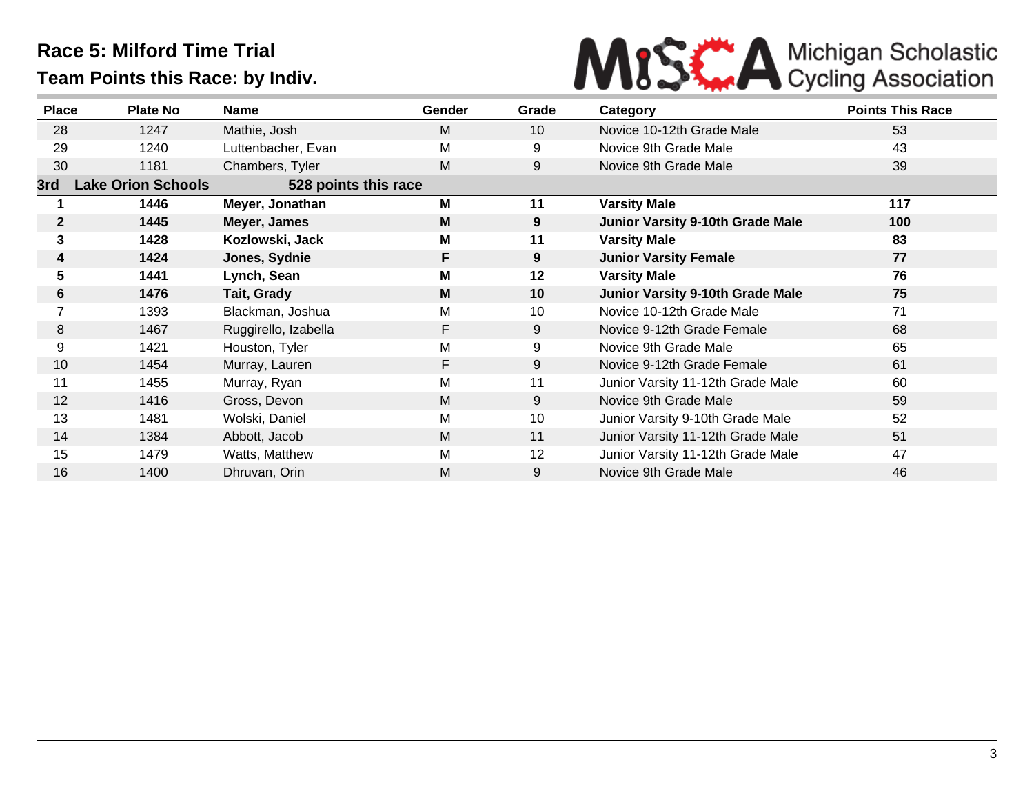# Race 5: Milford Time Trial

## Team Points this Race: by Indiv.

Michigan Scholastic Cycling Association

| Place | Plate No | Name | Gender | Grade | Category | Points This Race |
|---|---|---|---|---|---|---|
| 28 | 1247 | Mathie, Josh | M | 10 | Novice 10-12th Grade Male | 53 |
| 29 | 1240 | Luttenbacher, Evan | M | 9 | Novice 9th Grade Male | 43 |
| 30 | 1181 | Chambers, Tyler | M | 9 | Novice 9th Grade Male | 39 |
| **3rd** | **Lake Orion Schools** | **528 points this race** | | | | |
| **1** | **1446** | **Meyer, Jonathan** | **M** | **11** | **Varsity Male** | **117** |
| **2** | **1445** | **Meyer, James** | **M** | **9** | **Junior Varsity 9-10th Grade Male** | **100** |
| **3** | **1428** | **Kozlowski, Jack** | **M** | **11** | **Varsity Male** | **83** |
| **4** | **1424** | **Jones, Sydnie** | **F** | **9** | **Junior Varsity Female** | **77** |
| **5** | **1441** | **Lynch, Sean** | **M** | **12** | **Varsity Male** | **76** |
| **6** | **1476** | **Tait, Grady** | **M** | **10** | **Junior Varsity 9-10th Grade Male** | **75** |
| 7 | 1393 | Blackman, Joshua | M | 10 | Novice 10-12th Grade Male | 71 |
| 8 | 1467 | Ruggirello, Izabella | F | 9 | Novice 9-12th Grade Female | 68 |
| 9 | 1421 | Houston, Tyler | M | 9 | Novice 9th Grade Male | 65 |
| 10 | 1454 | Murray, Lauren | F | 9 | Novice 9-12th Grade Female | 61 |
| 11 | 1455 | Murray, Ryan | M | 11 | Junior Varsity 11-12th Grade Male | 60 |
| 12 | 1416 | Gross, Devon | M | 9 | Novice 9th Grade Male | 59 |
| 13 | 1481 | Wolski, Daniel | M | 10 | Junior Varsity 9-10th Grade Male | 52 |
| 14 | 1384 | Abbott, Jacob | M | 11 | Junior Varsity 11-12th Grade Male | 51 |
| 15 | 1479 | Watts, Matthew | M | 12 | Junior Varsity 11-12th Grade Male | 47 |
| 16 | 1400 | Dhruvan, Orin | M | 9 | Novice 9th Grade Male | 46 |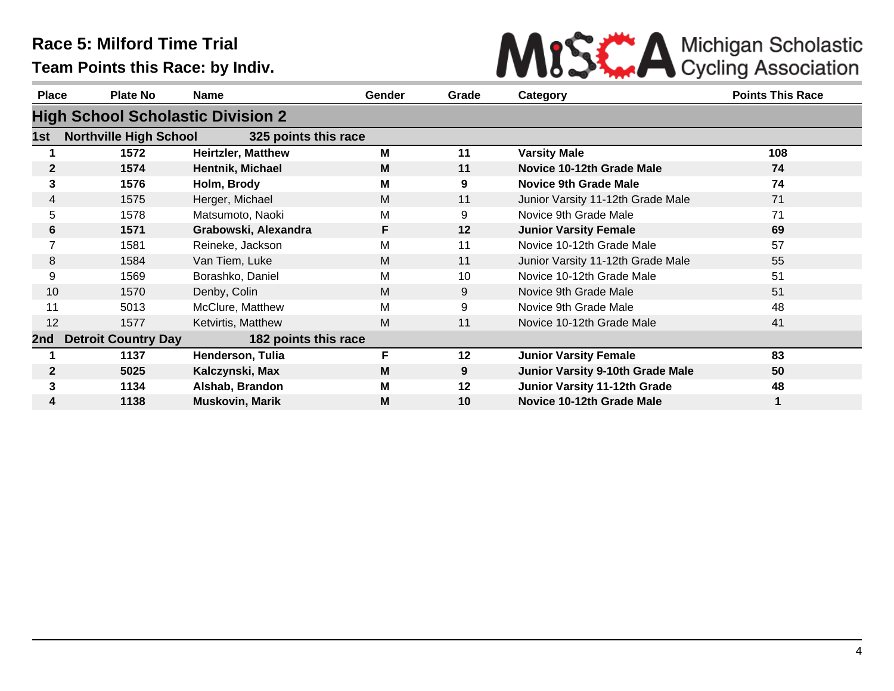# Race 5: Milford Time Trial

## Team Points this Race: by Indiv.

MiSCA Michigan Scholastic Cycling Association

| Place | Plate No | Name | Gender | Grade | Category | Points This Race |
|---|---|---|---|---|---|---|
| **High School Scholastic Division 2** | | | | | | |
| **1st** | **Northville High School** | **325 points this race** | | | | |
| **1** | **1572** | **Heirtzler, Matthew** | **M** | **11** | **Varsity Male** | **108** |
| **2** | **1574** | **Hentnik, Michael** | **M** | **11** | **Novice 10-12th Grade Male** | **74** |
| **3** | **1576** | **Holm, Brody** | **M** | **9** | **Novice 9th Grade Male** | **74** |
| 4 | 1575 | Herger, Michael | M | 11 | Junior Varsity 11-12th Grade Male | 71 |
| 5 | 1578 | Matsumoto, Naoki | M | 9 | Novice 9th Grade Male | 71 |
| **6** | **1571** | **Grabowski, Alexandra** | **F** | **12** | **Junior Varsity Female** | **69** |
| 7 | 1581 | Reineke, Jackson | M | 11 | Novice 10-12th Grade Male | 57 |
| 8 | 1584 | Van Tiem, Luke | M | 11 | Junior Varsity 11-12th Grade Male | 55 |
| 9 | 1569 | Borashko, Daniel | M | 10 | Novice 10-12th Grade Male | 51 |
| 10 | 1570 | Denby, Colin | M | 9 | Novice 9th Grade Male | 51 |
| 11 | 5013 | McClure, Matthew | M | 9 | Novice 9th Grade Male | 48 |
| 12 | 1577 | Ketvirtis, Matthew | M | 11 | Novice 10-12th Grade Male | 41 |
| **2nd** | **Detroit Country Day** | **182 points this race** | | | | |
| **1** | **1137** | **Henderson, Tulia** | **F** | **12** | **Junior Varsity Female** | **83** |
| **2** | **5025** | **Kalczynski, Max** | **M** | **9** | **Junior Varsity 9-10th Grade Male** | **50** |
| **3** | **1134** | **Alshab, Brandon** | **M** | **12** | **Junior Varsity 11-12th Grade** | **48** |
| **4** | **1138** | **Muskovin, Marik** | **M** | **10** | **Novice 10-12th Grade Male** | **1** |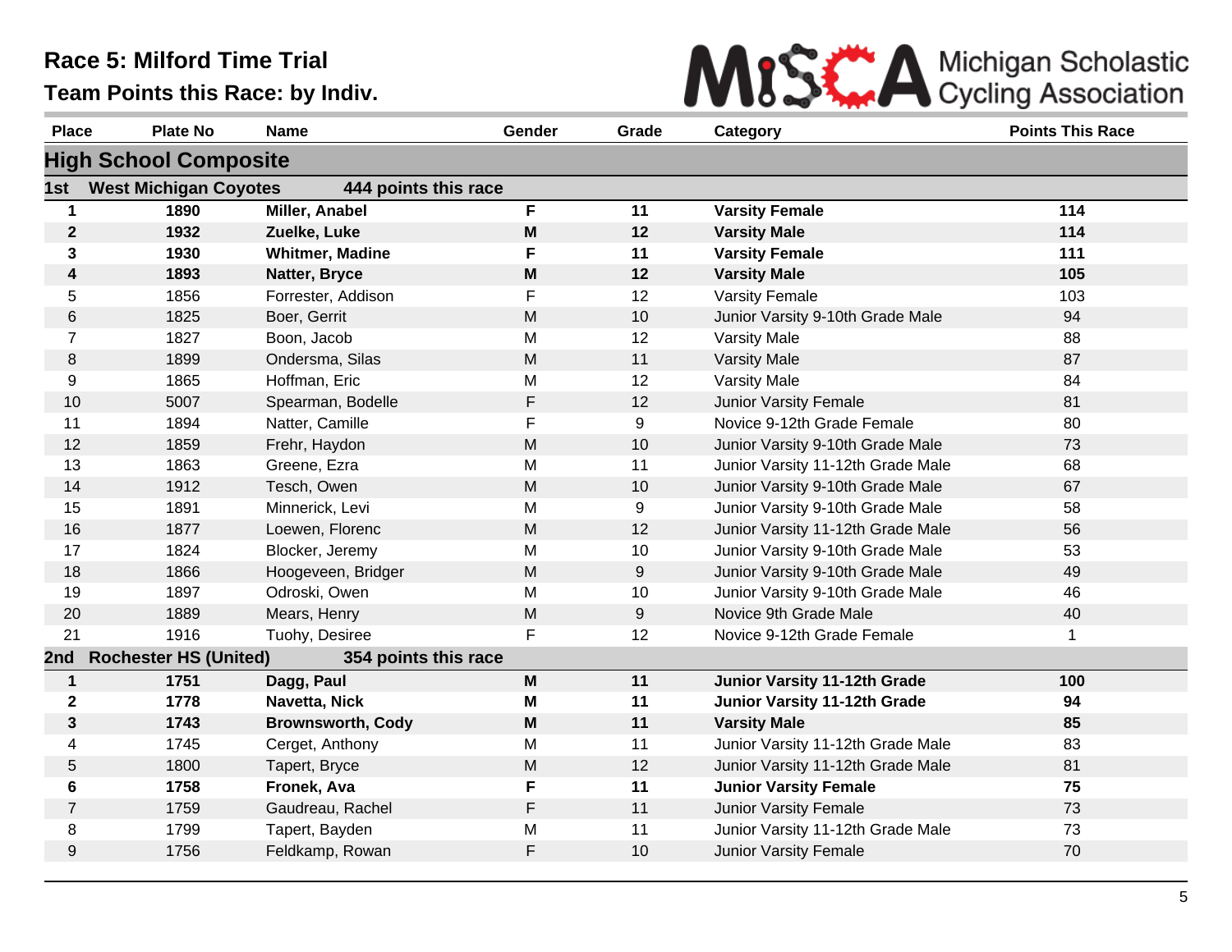# Race 5: Milford Time Trial

## Team Points this Race: by Indiv.

Michigan Scholastic Cycling Association

| Place | Plate No | Name | Gender | Grade | Category | Points This Race |
|---|---|---|---|---|---|---|
| **High School Composite** | | | | | | |
| **1st West Michigan Coyotes** | | **444 points this race** | | | | |
| **1** | **1890** | **Miller, Anabel** | **F** | **11** | **Varsity Female** | **114** |
| **2** | **1932** | **Zuelke, Luke** | **M** | **12** | **Varsity Male** | **114** |
| **3** | **1930** | **Whitmer, Madine** | **F** | **11** | **Varsity Female** | **111** |
| **4** | **1893** | **Natter, Bryce** | **M** | **12** | **Varsity Male** | **105** |
| 5 | 1856 | Forrester, Addison | F | 12 | Varsity Female | 103 |
| 6 | 1825 | Boer, Gerrit | M | 10 | Junior Varsity 9-10th Grade Male | 94 |
| 7 | 1827 | Boon, Jacob | M | 12 | Varsity Male | 88 |
| 8 | 1899 | Ondersma, Silas | M | 11 | Varsity Male | 87 |
| 9 | 1865 | Hoffman, Eric | M | 12 | Varsity Male | 84 |
| 10 | 5007 | Spearman, Bodelle | F | 12 | Junior Varsity Female | 81 |
| 11 | 1894 | Natter, Camille | F | 9 | Novice 9-12th Grade Female | 80 |
| 12 | 1859 | Frehr, Haydon | M | 10 | Junior Varsity 9-10th Grade Male | 73 |
| 13 | 1863 | Greene, Ezra | M | 11 | Junior Varsity 11-12th Grade Male | 68 |
| 14 | 1912 | Tesch, Owen | M | 10 | Junior Varsity 9-10th Grade Male | 67 |
| 15 | 1891 | Minnerick, Levi | M | 9 | Junior Varsity 9-10th Grade Male | 58 |
| 16 | 1877 | Loewen, Florenc | M | 12 | Junior Varsity 11-12th Grade Male | 56 |
| 17 | 1824 | Blocker, Jeremy | M | 10 | Junior Varsity 9-10th Grade Male | 53 |
| 18 | 1866 | Hoogeveen, Bridger | M | 9 | Junior Varsity 9-10th Grade Male | 49 |
| 19 | 1897 | Odroski, Owen | M | 10 | Junior Varsity 9-10th Grade Male | 46 |
| 20 | 1889 | Mears, Henry | M | 9 | Novice 9th Grade Male | 40 |
| 21 | 1916 | Tuohy, Desiree | F | 12 | Novice 9-12th Grade Female | 1 |
| **2nd Rochester HS (United)** | | **354 points this race** | | | | |
| **1** | **1751** | **Dagg, Paul** | **M** | **11** | **Junior Varsity 11-12th Grade** | **100** |
| **2** | **1778** | **Navetta, Nick** | **M** | **11** | **Junior Varsity 11-12th Grade** | **94** |
| **3** | **1743** | **Brownsworth, Cody** | **M** | **11** | **Varsity Male** | **85** |
| 4 | 1745 | Cerget, Anthony | M | 11 | Junior Varsity 11-12th Grade Male | 83 |
| 5 | 1800 | Tapert, Bryce | M | 12 | Junior Varsity 11-12th Grade Male | 81 |
| **6** | **1758** | **Fronek, Ava** | **F** | **11** | **Junior Varsity Female** | **75** |
| 7 | 1759 | Gaudreau, Rachel | F | 11 | Junior Varsity Female | 73 |
| 8 | 1799 | Tapert, Bayden | M | 11 | Junior Varsity 11-12th Grade Male | 73 |
| 9 | 1756 | Feldkamp, Rowan | F | 10 | Junior Varsity Female | 70 |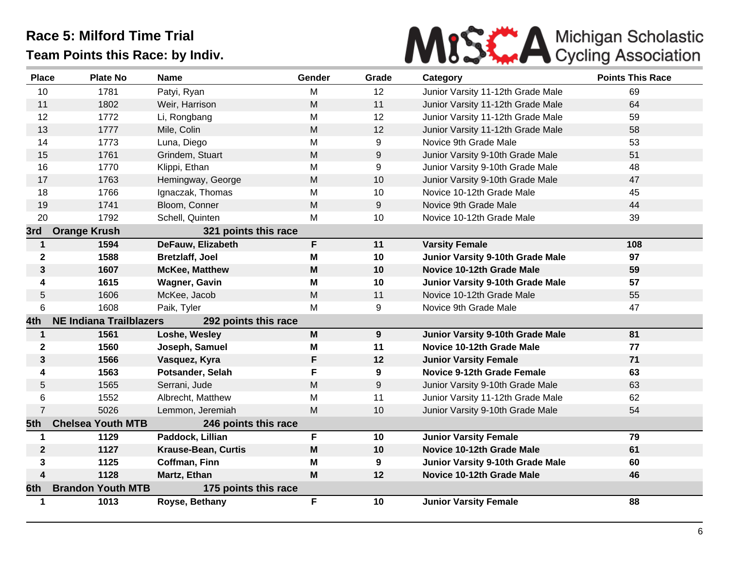# Race 5: Milford Time Trial

## Team Points this Race: by Indiv.

Michigan Scholastic Cycling Association

| Place | Plate No | Name | Gender | Grade | Category | Points This Race |
|---|---|---|---|---|---|---|
| 10 | 1781 | Patyi, Ryan | M | 12 | Junior Varsity 11-12th Grade Male | 69 |
| 11 | 1802 | Weir, Harrison | M | 11 | Junior Varsity 11-12th Grade Male | 64 |
| 12 | 1772 | Li, Rongbang | M | 12 | Junior Varsity 11-12th Grade Male | 59 |
| 13 | 1777 | Mile, Colin | M | 12 | Junior Varsity 11-12th Grade Male | 58 |
| 14 | 1773 | Luna, Diego | M | 9 | Novice 9th Grade Male | 53 |
| 15 | 1761 | Grindem, Stuart | M | 9 | Junior Varsity 9-10th Grade Male | 51 |
| 16 | 1770 | Klippi, Ethan | M | 9 | Junior Varsity 9-10th Grade Male | 48 |
| 17 | 1763 | Hemingway, George | M | 10 | Junior Varsity 9-10th Grade Male | 47 |
| 18 | 1766 | Ignaczak, Thomas | M | 10 | Novice 10-12th Grade Male | 45 |
| 19 | 1741 | Bloom, Conner | M | 9 | Novice 9th Grade Male | 44 |
| 20 | 1792 | Schell, Quinten | M | 10 | Novice 10-12th Grade Male | 39 |
| **3rd** | **Orange Krush** | **321 points this race** | | | | |
| **1** | **1594** | **DeFauw, Elizabeth** | **F** | **11** | **Varsity Female** | **108** |
| **2** | **1588** | **Bretzlaff, Joel** | **M** | **10** | **Junior Varsity 9-10th Grade Male** | **97** |
| **3** | **1607** | **McKee, Matthew** | **M** | **10** | **Novice 10-12th Grade Male** | **59** |
| **4** | **1615** | **Wagner, Gavin** | **M** | **10** | **Junior Varsity 9-10th Grade Male** | **57** |
| 5 | 1606 | McKee, Jacob | M | 11 | Novice 10-12th Grade Male | 55 |
| 6 | 1608 | Paik, Tyler | M | 9 | Novice 9th Grade Male | 47 |
| **4th** | **NE Indiana Trailblazers** | **292 points this race** | | | | |
| **1** | **1561** | **Loshe, Wesley** | **M** | **9** | **Junior Varsity 9-10th Grade Male** | **81** |
| **2** | **1560** | **Joseph, Samuel** | **M** | **11** | **Novice 10-12th Grade Male** | **77** |
| **3** | **1566** | **Vasquez, Kyra** | **F** | **12** | **Junior Varsity Female** | **71** |
| **4** | **1563** | **Potsander, Selah** | **F** | **9** | **Novice 9-12th Grade Female** | **63** |
| 5 | 1565 | Serrani, Jude | M | 9 | Junior Varsity 9-10th Grade Male | 63 |
| 6 | 1552 | Albrecht, Matthew | M | 11 | Junior Varsity 11-12th Grade Male | 62 |
| 7 | 5026 | Lemmon, Jeremiah | M | 10 | Junior Varsity 9-10th Grade Male | 54 |
| **5th** | **Chelsea Youth MTB** | **246 points this race** | | | | |
| **1** | **1129** | **Paddock, Lillian** | **F** | **10** | **Junior Varsity Female** | **79** |
| **2** | **1127** | **Krause-Bean, Curtis** | **M** | **10** | **Novice 10-12th Grade Male** | **61** |
| **3** | **1125** | **Coffman, Finn** | **M** | **9** | **Junior Varsity 9-10th Grade Male** | **60** |
| **4** | **1128** | **Martz, Ethan** | **M** | **12** | **Novice 10-12th Grade Male** | **46** |
| **6th** | **Brandon Youth MTB** | **175 points this race** | | | | |
| **1** | **1013** | **Royse, Bethany** | **F** | **10** | **Junior Varsity Female** | **88** |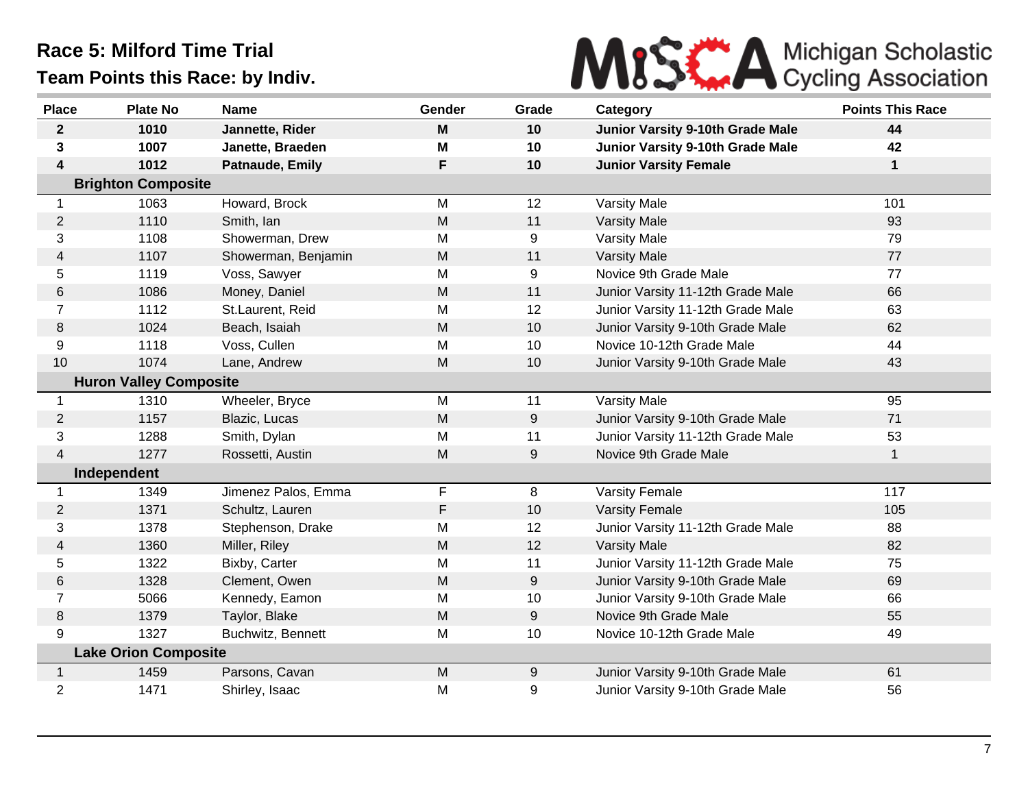# Race 5: Milford Time Trial

## Team Points this Race: by Indiv.

MiSCA Michigan Scholastic Cycling Association

| Place | Plate No | Name | Gender | Grade | Category | Points This Race |
|---|---|---|---|---|---|---|
| **2** | **1010** | **Jannette, Rider** | **M** | **10** | **Junior Varsity 9-10th Grade Male** | **44** |
| **3** | **1007** | **Janette, Braeden** | **M** | **10** | **Junior Varsity 9-10th Grade Male** | **42** |
| **4** | **1012** | **Patnaude, Emily** | **F** | **10** | **Junior Varsity Female** | **1** |
| | **Brighton Composite** | | | | | |
| 1 | 1063 | Howard, Brock | M | 12 | Varsity Male | 101 |
| 2 | 1110 | Smith, Ian | M | 11 | Varsity Male | 93 |
| 3 | 1108 | Showerman, Drew | M | 9 | Varsity Male | 79 |
| 4 | 1107 | Showerman, Benjamin | M | 11 | Varsity Male | 77 |
| 5 | 1119 | Voss, Sawyer | M | 9 | Novice 9th Grade Male | 77 |
| 6 | 1086 | Money, Daniel | M | 11 | Junior Varsity 11-12th Grade Male | 66 |
| 7 | 1112 | St.Laurent, Reid | M | 12 | Junior Varsity 11-12th Grade Male | 63 |
| 8 | 1024 | Beach, Isaiah | M | 10 | Junior Varsity 9-10th Grade Male | 62 |
| 9 | 1118 | Voss, Cullen | M | 10 | Novice 10-12th Grade Male | 44 |
| 10 | 1074 | Lane, Andrew | M | 10 | Junior Varsity 9-10th Grade Male | 43 |
| | **Huron Valley Composite** | | | | | |
| 1 | 1310 | Wheeler, Bryce | M | 11 | Varsity Male | 95 |
| 2 | 1157 | Blazic, Lucas | M | 9 | Junior Varsity 9-10th Grade Male | 71 |
| 3 | 1288 | Smith, Dylan | M | 11 | Junior Varsity 11-12th Grade Male | 53 |
| 4 | 1277 | Rossetti, Austin | M | 9 | Novice 9th Grade Male | 1 |
| | **Independent** | | | | | |
| 1 | 1349 | Jimenez Palos, Emma | F | 8 | Varsity Female | 117 |
| 2 | 1371 | Schultz, Lauren | F | 10 | Varsity Female | 105 |
| 3 | 1378 | Stephenson, Drake | M | 12 | Junior Varsity 11-12th Grade Male | 88 |
| 4 | 1360 | Miller, Riley | M | 12 | Varsity Male | 82 |
| 5 | 1322 | Bixby, Carter | M | 11 | Junior Varsity 11-12th Grade Male | 75 |
| 6 | 1328 | Clement, Owen | M | 9 | Junior Varsity 9-10th Grade Male | 69 |
| 7 | 5066 | Kennedy, Eamon | M | 10 | Junior Varsity 9-10th Grade Male | 66 |
| 8 | 1379 | Taylor, Blake | M | 9 | Novice 9th Grade Male | 55 |
| 9 | 1327 | Buchwitz, Bennett | M | 10 | Novice 10-12th Grade Male | 49 |
| | **Lake Orion Composite** | | | | | |
| 1 | 1459 | Parsons, Cavan | M | 9 | Junior Varsity 9-10th Grade Male | 61 |
| 2 | 1471 | Shirley, Isaac | M | 9 | Junior Varsity 9-10th Grade Male | 56 |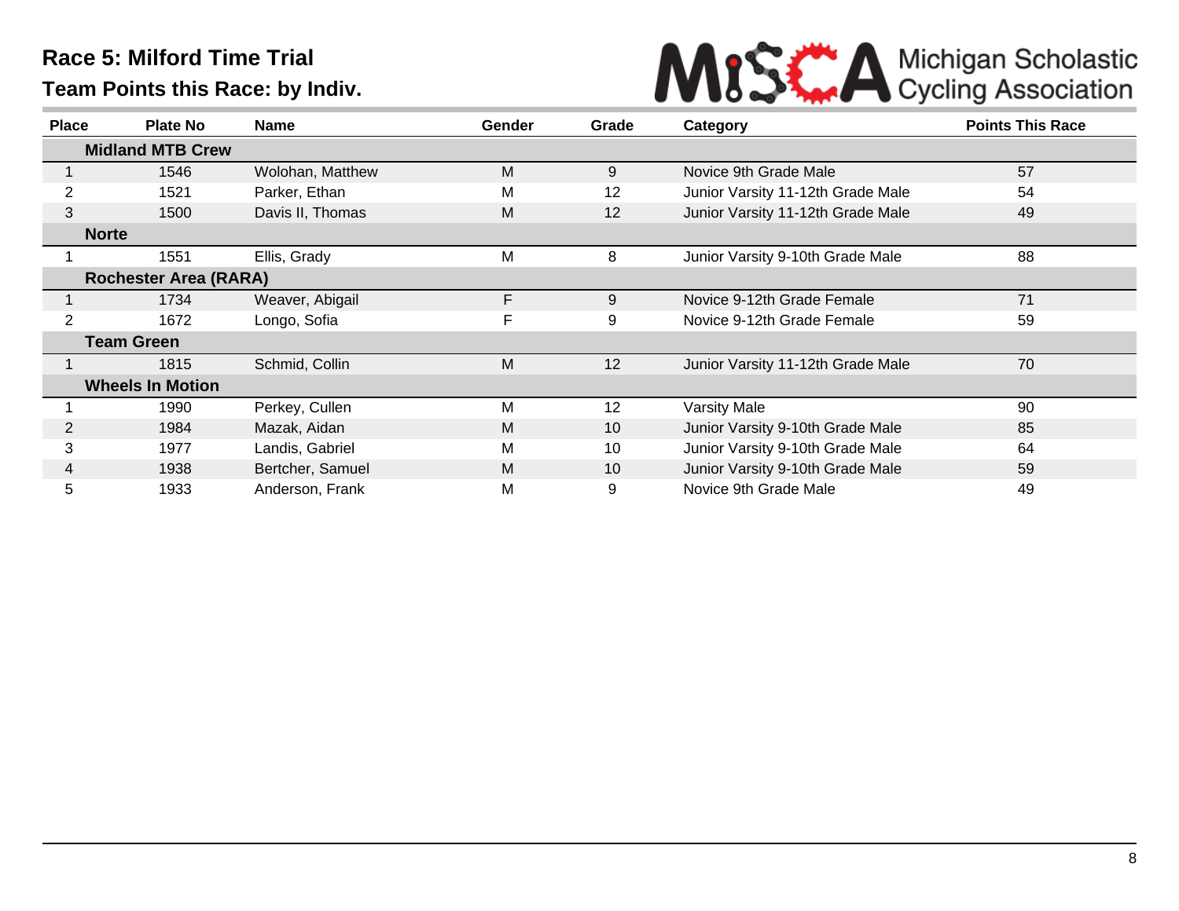# Race 5: Milford Time Trial

## Team Points this Race: by Indiv.

Michigan Scholastic Cycling Association

| Place | Plate No | Name | Gender | Grade | Category | Points This Race |
|---|---|---|---|---|---|---|
| **Midland MTB Crew** | | | | | | |
| 1 | 1546 | Wolohan, Matthew | M | 9 | Novice 9th Grade Male | 57 |
| 2 | 1521 | Parker, Ethan | M | 12 | Junior Varsity 11-12th Grade Male | 54 |
| 3 | 1500 | Davis II, Thomas | M | 12 | Junior Varsity 11-12th Grade Male | 49 |
| **Norte** | | | | | | |
| 1 | 1551 | Ellis, Grady | M | 8 | Junior Varsity 9-10th Grade Male | 88 |
| **Rochester Area (RARA)** | | | | | | |
| 1 | 1734 | Weaver, Abigail | F | 9 | Novice 9-12th Grade Female | 71 |
| 2 | 1672 | Longo, Sofia | F | 9 | Novice 9-12th Grade Female | 59 |
| **Team Green** | | | | | | |
| 1 | 1815 | Schmid, Collin | M | 12 | Junior Varsity 11-12th Grade Male | 70 |
| **Wheels In Motion** | | | | | | |
| 1 | 1990 | Perkey, Cullen | M | 12 | Varsity Male | 90 |
| 2 | 1984 | Mazak, Aidan | M | 10 | Junior Varsity 9-10th Grade Male | 85 |
| 3 | 1977 | Landis, Gabriel | M | 10 | Junior Varsity 9-10th Grade Male | 64 |
| 4 | 1938 | Bertcher, Samuel | M | 10 | Junior Varsity 9-10th Grade Male | 59 |
| 5 | 1933 | Anderson, Frank | M | 9 | Novice 9th Grade Male | 49 |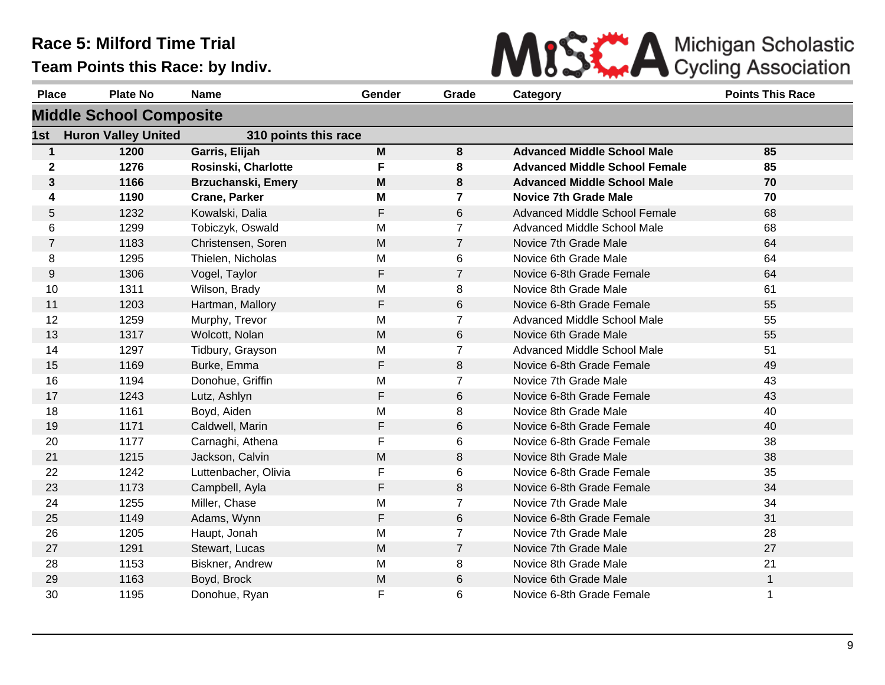# Race 5: Milford Time Trial

## Team Points this Race: by Indiv.

MiSCA Michigan Scholastic Cycling Association

| Place | Plate No | Name | Gender | Grade | Category | Points This Race |
|---|---|---|---|---|---|---|
| **Middle School Composite** | | | | | | |
| **1st** | **Huron Valley United** | **310 points this race** | | | | |
| **1** | **1200** | **Garris, Elijah** | **M** | **8** | **Advanced Middle School Male** | **85** |
| **2** | **1276** | **Rosinski, Charlotte** | **F** | **8** | **Advanced Middle School Female** | **85** |
| **3** | **1166** | **Brzuchanski, Emery** | **M** | **8** | **Advanced Middle School Male** | **70** |
| **4** | **1190** | **Crane, Parker** | **M** | **7** | **Novice 7th Grade Male** | **70** |
| 5 | 1232 | Kowalski, Dalia | F | 6 | Advanced Middle School Female | 68 |
| 6 | 1299 | Tobiczyk, Oswald | M | 7 | Advanced Middle School Male | 68 |
| 7 | 1183 | Christensen, Soren | M | 7 | Novice 7th Grade Male | 64 |
| 8 | 1295 | Thielen, Nicholas | M | 6 | Novice 6th Grade Male | 64 |
| 9 | 1306 | Vogel, Taylor | F | 7 | Novice 6-8th Grade Female | 64 |
| 10 | 1311 | Wilson, Brady | M | 8 | Novice 8th Grade Male | 61 |
| 11 | 1203 | Hartman, Mallory | F | 6 | Novice 6-8th Grade Female | 55 |
| 12 | 1259 | Murphy, Trevor | M | 7 | Advanced Middle School Male | 55 |
| 13 | 1317 | Wolcott, Nolan | M | 6 | Novice 6th Grade Male | 55 |
| 14 | 1297 | Tidbury, Grayson | M | 7 | Advanced Middle School Male | 51 |
| 15 | 1169 | Burke, Emma | F | 8 | Novice 6-8th Grade Female | 49 |
| 16 | 1194 | Donohue, Griffin | M | 7 | Novice 7th Grade Male | 43 |
| 17 | 1243 | Lutz, Ashlyn | F | 6 | Novice 6-8th Grade Female | 43 |
| 18 | 1161 | Boyd, Aiden | M | 8 | Novice 8th Grade Male | 40 |
| 19 | 1171 | Caldwell, Marin | F | 6 | Novice 6-8th Grade Female | 40 |
| 20 | 1177 | Carnaghi, Athena | F | 6 | Novice 6-8th Grade Female | 38 |
| 21 | 1215 | Jackson, Calvin | M | 8 | Novice 8th Grade Male | 38 |
| 22 | 1242 | Luttenbacher, Olivia | F | 6 | Novice 6-8th Grade Female | 35 |
| 23 | 1173 | Campbell, Ayla | F | 8 | Novice 6-8th Grade Female | 34 |
| 24 | 1255 | Miller, Chase | M | 7 | Novice 7th Grade Male | 34 |
| 25 | 1149 | Adams, Wynn | F | 6 | Novice 6-8th Grade Female | 31 |
| 26 | 1205 | Haupt, Jonah | M | 7 | Novice 7th Grade Male | 28 |
| 27 | 1291 | Stewart, Lucas | M | 7 | Novice 7th Grade Male | 27 |
| 28 | 1153 | Biskner, Andrew | M | 8 | Novice 8th Grade Male | 21 |
| 29 | 1163 | Boyd, Brock | M | 6 | Novice 6th Grade Male | 1 |
| 30 | 1195 | Donohue, Ryan | F | 6 | Novice 6-8th Grade Female | 1 |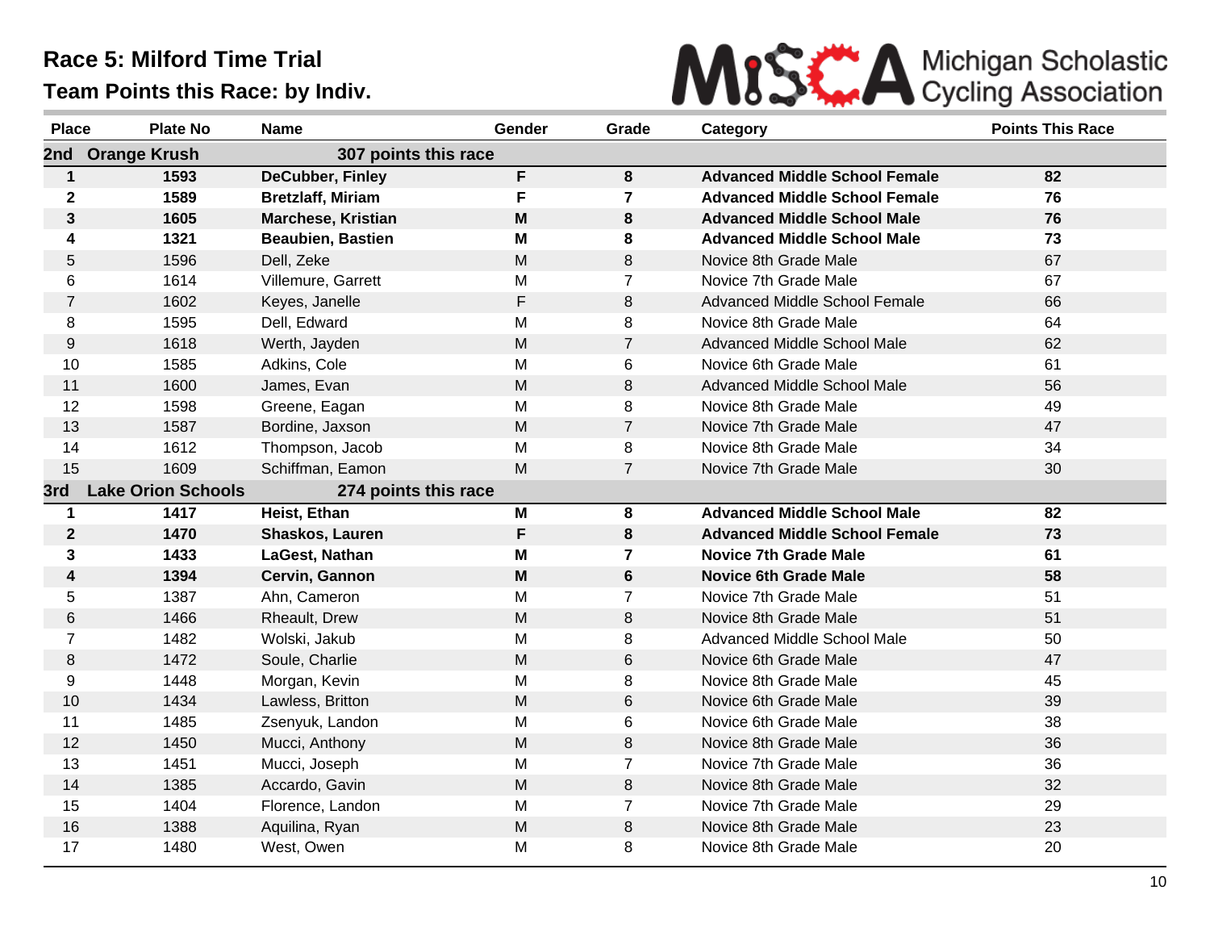# Race 5: Milford Time Trial

## Team Points this Race: by Indiv.

Michigan Scholastic Cycling Association

| Place | Plate No | Name | Gender | Grade | Category | Points This Race |
|---|---|---|---|---|---|---|
| **2nd** | **Orange Krush** | **307 points this race** | | | | |
| **1** | **1593** | **DeCubber, Finley** | **F** | **8** | **Advanced Middle School Female** | **82** |
| **2** | **1589** | **Bretzlaff, Miriam** | **F** | **7** | **Advanced Middle School Female** | **76** |
| **3** | **1605** | **Marchese, Kristian** | **M** | **8** | **Advanced Middle School Male** | **76** |
| **4** | **1321** | **Beaubien, Bastien** | **M** | **8** | **Advanced Middle School Male** | **73** |
| 5 | 1596 | Dell, Zeke | M | 8 | Novice 8th Grade Male | 67 |
| 6 | 1614 | Villemure, Garrett | M | 7 | Novice 7th Grade Male | 67 |
| 7 | 1602 | Keyes, Janelle | F | 8 | Advanced Middle School Female | 66 |
| 8 | 1595 | Dell, Edward | M | 8 | Novice 8th Grade Male | 64 |
| 9 | 1618 | Werth, Jayden | M | 7 | Advanced Middle School Male | 62 |
| 10 | 1585 | Adkins, Cole | M | 6 | Novice 6th Grade Male | 61 |
| 11 | 1600 | James, Evan | M | 8 | Advanced Middle School Male | 56 |
| 12 | 1598 | Greene, Eagan | M | 8 | Novice 8th Grade Male | 49 |
| 13 | 1587 | Bordine, Jaxson | M | 7 | Novice 7th Grade Male | 47 |
| 14 | 1612 | Thompson, Jacob | M | 8 | Novice 8th Grade Male | 34 |
| 15 | 1609 | Schiffman, Eamon | M | 7 | Novice 7th Grade Male | 30 |
| **3rd** | **Lake Orion Schools** | **274 points this race** | | | | |
| **1** | **1417** | **Heist, Ethan** | **M** | **8** | **Advanced Middle School Male** | **82** |
| **2** | **1470** | **Shaskos, Lauren** | **F** | **8** | **Advanced Middle School Female** | **73** |
| **3** | **1433** | **LaGest, Nathan** | **M** | **7** | **Novice 7th Grade Male** | **61** |
| **4** | **1394** | **Cervin, Gannon** | **M** | **6** | **Novice 6th Grade Male** | **58** |
| 5 | 1387 | Ahn, Cameron | M | 7 | Novice 7th Grade Male | 51 |
| 6 | 1466 | Rheault, Drew | M | 8 | Novice 8th Grade Male | 51 |
| 7 | 1482 | Wolski, Jakub | M | 8 | Advanced Middle School Male | 50 |
| 8 | 1472 | Soule, Charlie | M | 6 | Novice 6th Grade Male | 47 |
| 9 | 1448 | Morgan, Kevin | M | 8 | Novice 8th Grade Male | 45 |
| 10 | 1434 | Lawless, Britton | M | 6 | Novice 6th Grade Male | 39 |
| 11 | 1485 | Zsenyuk, Landon | M | 6 | Novice 6th Grade Male | 38 |
| 12 | 1450 | Mucci, Anthony | M | 8 | Novice 8th Grade Male | 36 |
| 13 | 1451 | Mucci, Joseph | M | 7 | Novice 7th Grade Male | 36 |
| 14 | 1385 | Accardo, Gavin | M | 8 | Novice 8th Grade Male | 32 |
| 15 | 1404 | Florence, Landon | M | 7 | Novice 7th Grade Male | 29 |
| 16 | 1388 | Aquilina, Ryan | M | 8 | Novice 8th Grade Male | 23 |
| 17 | 1480 | West, Owen | M | 8 | Novice 8th Grade Male | 20 |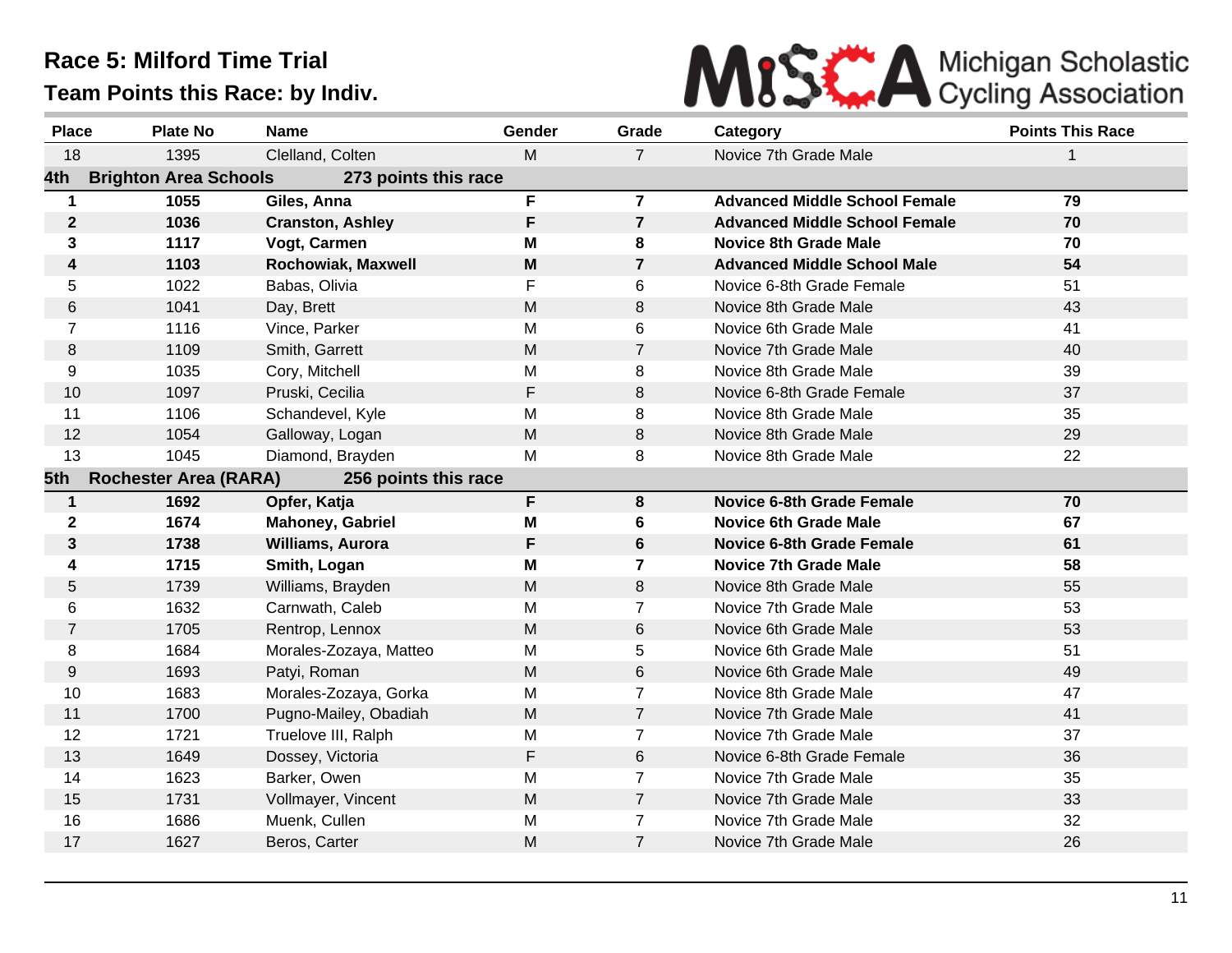# Race 5: Milford Time Trial

## Team Points this Race: by Indiv.

| Place | Plate No | Name | Gender | Grade | Category | Points This Race |
|---|---|---|---|---|---|---|
| 18 | 1395 | Clelland, Colten | M | 7 | Novice 7th Grade Male | 1 |
| **4th** | **Brighton Area Schools** | **273 points this race** | | | | |
| **1** | **1055** | **Giles, Anna** | **F** | **7** | **Advanced Middle School Female** | **79** |
| **2** | **1036** | **Cranston, Ashley** | **F** | **7** | **Advanced Middle School Female** | **70** |
| **3** | **1117** | **Vogt, Carmen** | **M** | **8** | **Novice 8th Grade Male** | **70** |
| **4** | **1103** | **Rochowiak, Maxwell** | **M** | **7** | **Advanced Middle School Male** | **54** |
| 5 | 1022 | Babas, Olivia | F | 6 | Novice 6-8th Grade Female | 51 |
| 6 | 1041 | Day, Brett | M | 8 | Novice 8th Grade Male | 43 |
| 7 | 1116 | Vince, Parker | M | 6 | Novice 6th Grade Male | 41 |
| 8 | 1109 | Smith, Garrett | M | 7 | Novice 7th Grade Male | 40 |
| 9 | 1035 | Cory, Mitchell | M | 8 | Novice 8th Grade Male | 39 |
| 10 | 1097 | Pruski, Cecilia | F | 8 | Novice 6-8th Grade Female | 37 |
| 11 | 1106 | Schandevel, Kyle | M | 8 | Novice 8th Grade Male | 35 |
| 12 | 1054 | Galloway, Logan | M | 8 | Novice 8th Grade Male | 29 |
| 13 | 1045 | Diamond, Brayden | M | 8 | Novice 8th Grade Male | 22 |
| **5th** | **Rochester Area (RARA)** | **256 points this race** | | | | |
| **1** | **1692** | **Opfer, Katja** | **F** | **8** | **Novice 6-8th Grade Female** | **70** |
| **2** | **1674** | **Mahoney, Gabriel** | **M** | **6** | **Novice 6th Grade Male** | **67** |
| **3** | **1738** | **Williams, Aurora** | **F** | **6** | **Novice 6-8th Grade Female** | **61** |
| **4** | **1715** | **Smith, Logan** | **M** | **7** | **Novice 7th Grade Male** | **58** |
| 5 | 1739 | Williams, Brayden | M | 8 | Novice 8th Grade Male | 55 |
| 6 | 1632 | Carnwath, Caleb | M | 7 | Novice 7th Grade Male | 53 |
| 7 | 1705 | Rentrop, Lennox | M | 6 | Novice 6th Grade Male | 53 |
| 8 | 1684 | Morales-Zozaya, Matteo | M | 5 | Novice 6th Grade Male | 51 |
| 9 | 1693 | Patyi, Roman | M | 6 | Novice 6th Grade Male | 49 |
| 10 | 1683 | Morales-Zozaya, Gorka | M | 7 | Novice 8th Grade Male | 47 |
| 11 | 1700 | Pugno-Mailey, Obadiah | M | 7 | Novice 7th Grade Male | 41 |
| 12 | 1721 | Truelove III, Ralph | M | 7 | Novice 7th Grade Male | 37 |
| 13 | 1649 | Dossey, Victoria | F | 6 | Novice 6-8th Grade Female | 36 |
| 14 | 1623 | Barker, Owen | M | 7 | Novice 7th Grade Male | 35 |
| 15 | 1731 | Vollmayer, Vincent | M | 7 | Novice 7th Grade Male | 33 |
| 16 | 1686 | Muenk, Cullen | M | 7 | Novice 7th Grade Male | 32 |
| 17 | 1627 | Beros, Carter | M | 7 | Novice 7th Grade Male | 26 |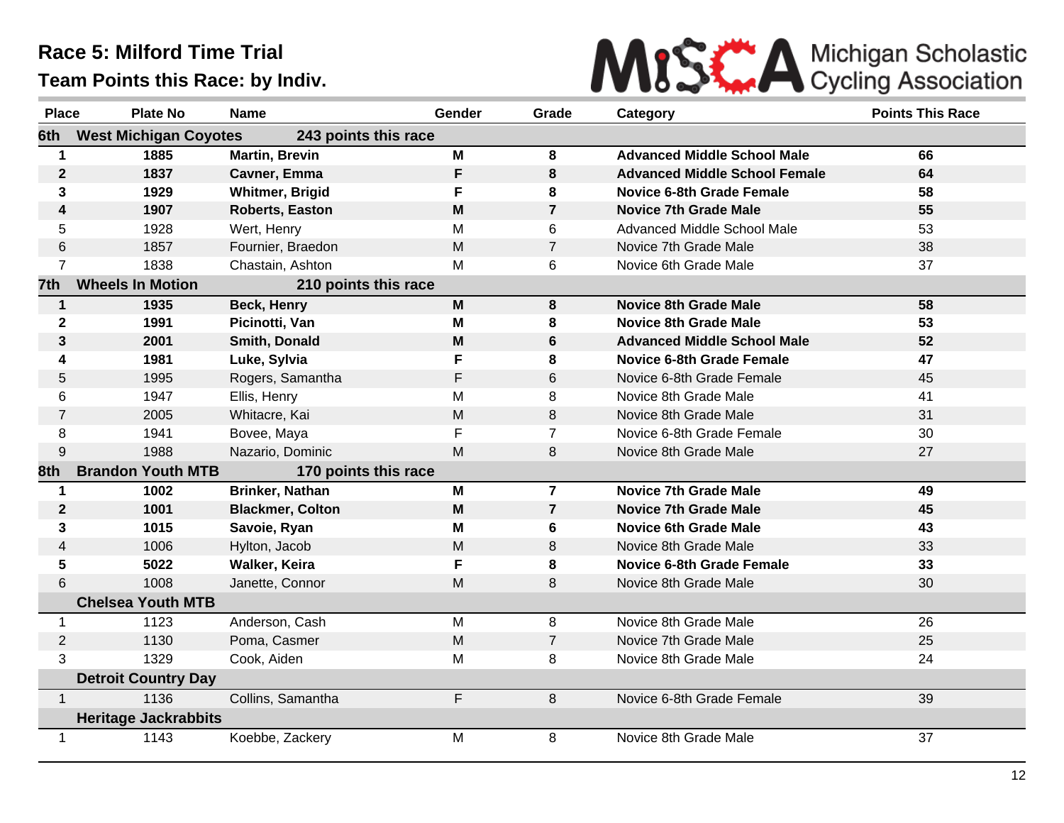# Race 5: Milford Time Trial

## Team Points this Race: by Indiv.

Michigan Scholastic Cycling Association

| Place | Plate No | Name | Gender | Grade | Category | Points This Race |
|---|---|---|---|---|---|---|
| **6th** | **West Michigan Coyotes** | **243 points this race** | | | | |
| **1** | **1885** | **Martin, Brevin** | **M** | **8** | **Advanced Middle School Male** | **66** |
| **2** | **1837** | **Cavner, Emma** | **F** | **8** | **Advanced Middle School Female** | **64** |
| **3** | **1929** | **Whitmer, Brigid** | **F** | **8** | **Novice 6-8th Grade Female** | **58** |
| **4** | **1907** | **Roberts, Easton** | **M** | **7** | **Novice 7th Grade Male** | **55** |
| 5 | 1928 | Wert, Henry | M | 6 | Advanced Middle School Male | 53 |
| 6 | 1857 | Fournier, Braedon | M | 7 | Novice 7th Grade Male | 38 |
| 7 | 1838 | Chastain, Ashton | M | 6 | Novice 6th Grade Male | 37 |
| **7th** | **Wheels In Motion** | **210 points this race** | | | | |
| **1** | **1935** | **Beck, Henry** | **M** | **8** | **Novice 8th Grade Male** | **58** |
| **2** | **1991** | **Picinotti, Van** | **M** | **8** | **Novice 8th Grade Male** | **53** |
| **3** | **2001** | **Smith, Donald** | **M** | **6** | **Advanced Middle School Male** | **52** |
| **4** | **1981** | **Luke, Sylvia** | **F** | **8** | **Novice 6-8th Grade Female** | **47** |
| 5 | 1995 | Rogers, Samantha | F | 6 | Novice 6-8th Grade Female | 45 |
| 6 | 1947 | Ellis, Henry | M | 8 | Novice 8th Grade Male | 41 |
| 7 | 2005 | Whitacre, Kai | M | 8 | Novice 8th Grade Male | 31 |
| 8 | 1941 | Bovee, Maya | F | 7 | Novice 6-8th Grade Female | 30 |
| 9 | 1988 | Nazario, Dominic | M | 8 | Novice 8th Grade Male | 27 |
| **8th** | **Brandon Youth MTB** | **170 points this race** | | | | |
| **1** | **1002** | **Brinker, Nathan** | **M** | **7** | **Novice 7th Grade Male** | **49** |
| **2** | **1001** | **Blackmer, Colton** | **M** | **7** | **Novice 7th Grade Male** | **45** |
| **3** | **1015** | **Savoie, Ryan** | **M** | **6** | **Novice 6th Grade Male** | **43** |
| 4 | 1006 | Hylton, Jacob | M | 8 | Novice 8th Grade Male | 33 |
| **5** | **5022** | **Walker, Keira** | **F** | **8** | **Novice 6-8th Grade Female** | **33** |
| 6 | 1008 | Janette, Connor | M | 8 | Novice 8th Grade Male | 30 |
| | **Chelsea Youth MTB** | | | | | |
| 1 | 1123 | Anderson, Cash | M | 8 | Novice 8th Grade Male | 26 |
| 2 | 1130 | Poma, Casmer | M | 7 | Novice 7th Grade Male | 25 |
| 3 | 1329 | Cook, Aiden | M | 8 | Novice 8th Grade Male | 24 |
| | **Detroit Country Day** | | | | | |
| 1 | 1136 | Collins, Samantha | F | 8 | Novice 6-8th Grade Female | 39 |
| | **Heritage Jackrabbits** | | | | | |
| 1 | 1143 | Koebbe, Zackery | M | 8 | Novice 8th Grade Male | 37 |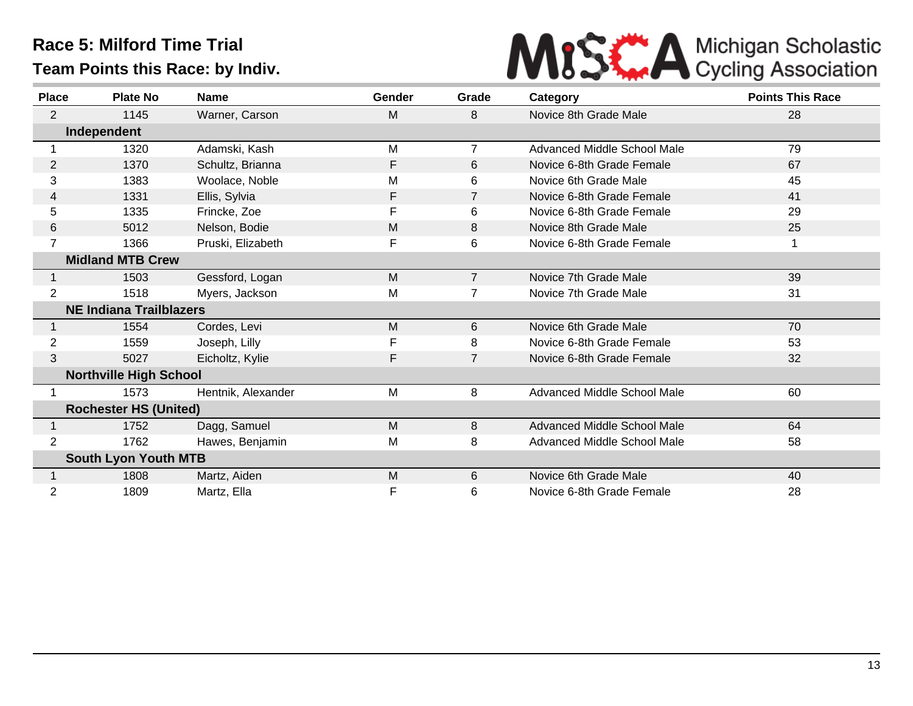# Race 5: Milford Time Trial

## Team Points this Race: by Indiv.

| Place | Plate No | Name | Gender | Grade | Category | Points This Race |
|---|---|---|---|---|---|---|
| 2 | 1145 | Warner, Carson | M | 8 | Novice 8th Grade Male | 28 |
| **Independent** | | | | | | |
| 1 | 1320 | Adamski, Kash | M | 7 | Advanced Middle School Male | 79 |
| 2 | 1370 | Schultz, Brianna | F | 6 | Novice 6-8th Grade Female | 67 |
| 3 | 1383 | Woolace, Noble | M | 6 | Novice 6th Grade Male | 45 |
| 4 | 1331 | Ellis, Sylvia | F | 7 | Novice 6-8th Grade Female | 41 |
| 5 | 1335 | Frincke, Zoe | F | 6 | Novice 6-8th Grade Female | 29 |
| 6 | 5012 | Nelson, Bodie | M | 8 | Novice 8th Grade Male | 25 |
| 7 | 1366 | Pruski, Elizabeth | F | 6 | Novice 6-8th Grade Female | 1 |
| **Midland MTB Crew** | | | | | | |
| 1 | 1503 | Gessford, Logan | M | 7 | Novice 7th Grade Male | 39 |
| 2 | 1518 | Myers, Jackson | M | 7 | Novice 7th Grade Male | 31 |
| **NE Indiana Trailblazers** | | | | | | |
| 1 | 1554 | Cordes, Levi | M | 6 | Novice 6th Grade Male | 70 |
| 2 | 1559 | Joseph, Lilly | F | 8 | Novice 6-8th Grade Female | 53 |
| 3 | 5027 | Eicholtz, Kylie | F | 7 | Novice 6-8th Grade Female | 32 |
| **Northville High School** | | | | | | |
| 1 | 1573 | Hentnik, Alexander | M | 8 | Advanced Middle School Male | 60 |
| **Rochester HS (United)** | | | | | | |
| 1 | 1752 | Dagg, Samuel | M | 8 | Advanced Middle School Male | 64 |
| 2 | 1762 | Hawes, Benjamin | M | 8 | Advanced Middle School Male | 58 |
| **South Lyon Youth MTB** | | | | | | |
| 1 | 1808 | Martz, Aiden | M | 6 | Novice 6th Grade Male | 40 |
| 2 | 1809 | Martz, Ella | F | 6 | Novice 6-8th Grade Female | 28 |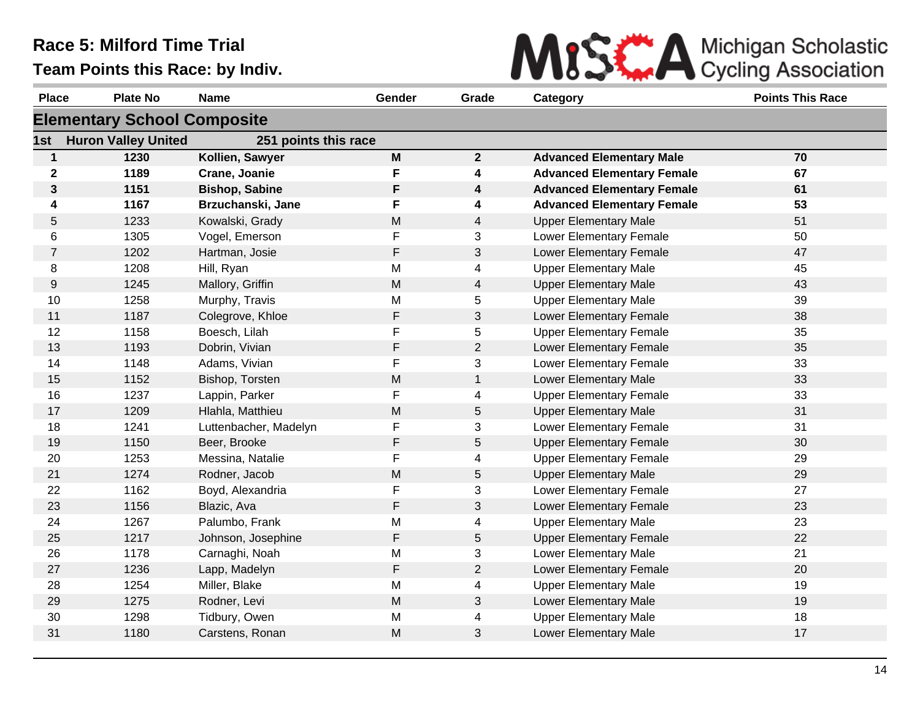# Race 5: Milford Time Trial

## Team Points this Race: by Indiv.

Michigan Scholastic Cycling Association

| Place | Plate No | Name | Gender | Grade | Category | Points This Race |
|---|---|---|---|---|---|---|
| **Elementary School Composite** | | | | | | |
| **1st** | **Huron Valley United** | **251 points this race** | | | | |
| **1** | **1230** | **Kollien, Sawyer** | **M** | **2** | **Advanced Elementary Male** | **70** |
| **2** | **1189** | **Crane, Joanie** | **F** | **4** | **Advanced Elementary Female** | **67** |
| **3** | **1151** | **Bishop, Sabine** | **F** | **4** | **Advanced Elementary Female** | **61** |
| **4** | **1167** | **Brzuchanski, Jane** | **F** | **4** | **Advanced Elementary Female** | **53** |
| 5 | 1233 | Kowalski, Grady | M | 4 | Upper Elementary Male | 51 |
| 6 | 1305 | Vogel, Emerson | F | 3 | Lower Elementary Female | 50 |
| 7 | 1202 | Hartman, Josie | F | 3 | Lower Elementary Female | 47 |
| 8 | 1208 | Hill, Ryan | M | 4 | Upper Elementary Male | 45 |
| 9 | 1245 | Mallory, Griffin | M | 4 | Upper Elementary Male | 43 |
| 10 | 1258 | Murphy, Travis | M | 5 | Upper Elementary Male | 39 |
| 11 | 1187 | Colegrove, Khloe | F | 3 | Lower Elementary Female | 38 |
| 12 | 1158 | Boesch, Lilah | F | 5 | Upper Elementary Female | 35 |
| 13 | 1193 | Dobrin, Vivian | F | 2 | Lower Elementary Female | 35 |
| 14 | 1148 | Adams, Vivian | F | 3 | Lower Elementary Female | 33 |
| 15 | 1152 | Bishop, Torsten | M | 1 | Lower Elementary Male | 33 |
| 16 | 1237 | Lappin, Parker | F | 4 | Upper Elementary Female | 33 |
| 17 | 1209 | Hlahla, Matthieu | M | 5 | Upper Elementary Male | 31 |
| 18 | 1241 | Luttenbacher, Madelyn | F | 3 | Lower Elementary Female | 31 |
| 19 | 1150 | Beer, Brooke | F | 5 | Upper Elementary Female | 30 |
| 20 | 1253 | Messina, Natalie | F | 4 | Upper Elementary Female | 29 |
| 21 | 1274 | Rodner, Jacob | M | 5 | Upper Elementary Male | 29 |
| 22 | 1162 | Boyd, Alexandria | F | 3 | Lower Elementary Female | 27 |
| 23 | 1156 | Blazic, Ava | F | 3 | Lower Elementary Female | 23 |
| 24 | 1267 | Palumbo, Frank | M | 4 | Upper Elementary Male | 23 |
| 25 | 1217 | Johnson, Josephine | F | 5 | Upper Elementary Female | 22 |
| 26 | 1178 | Carnaghi, Noah | M | 3 | Lower Elementary Male | 21 |
| 27 | 1236 | Lapp, Madelyn | F | 2 | Lower Elementary Female | 20 |
| 28 | 1254 | Miller, Blake | M | 4 | Upper Elementary Male | 19 |
| 29 | 1275 | Rodner, Levi | M | 3 | Lower Elementary Male | 19 |
| 30 | 1298 | Tidbury, Owen | M | 4 | Upper Elementary Male | 18 |
| 31 | 1180 | Carstens, Ronan | M | 3 | Lower Elementary Male | 17 |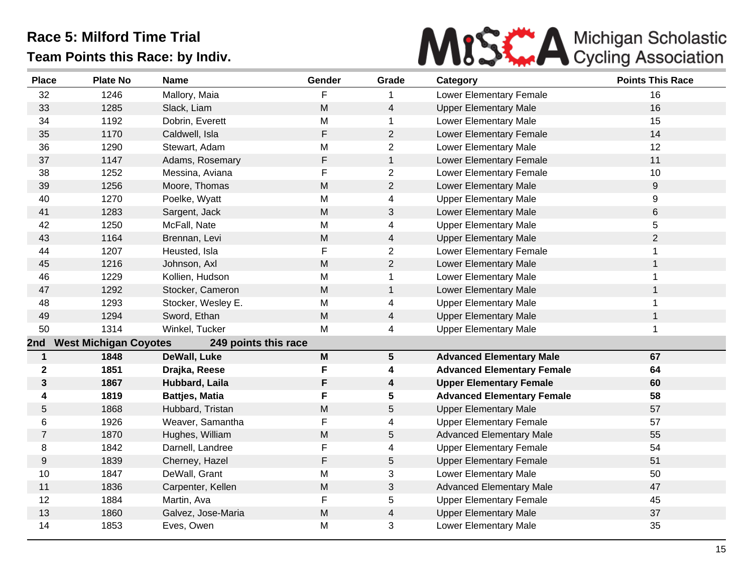# Race 5: Milford Time Trial

## Team Points this Race: by Indiv.

Michigan Scholastic Cycling Association

| Place | Plate No | Name | Gender | Grade | Category | Points This Race |
|---|---|---|---|---|---|---|
| 32 | 1246 | Mallory, Maia | F | 1 | Lower Elementary Female | 16 |
| 33 | 1285 | Slack, Liam | M | 4 | Upper Elementary Male | 16 |
| 34 | 1192 | Dobrin, Everett | M | 1 | Lower Elementary Male | 15 |
| 35 | 1170 | Caldwell, Isla | F | 2 | Lower Elementary Female | 14 |
| 36 | 1290 | Stewart, Adam | M | 2 | Lower Elementary Male | 12 |
| 37 | 1147 | Adams, Rosemary | F | 1 | Lower Elementary Female | 11 |
| 38 | 1252 | Messina, Aviana | F | 2 | Lower Elementary Female | 10 |
| 39 | 1256 | Moore, Thomas | M | 2 | Lower Elementary Male | 9 |
| 40 | 1270 | Poelke, Wyatt | M | 4 | Upper Elementary Male | 9 |
| 41 | 1283 | Sargent, Jack | M | 3 | Lower Elementary Male | 6 |
| 42 | 1250 | McFall, Nate | M | 4 | Upper Elementary Male | 5 |
| 43 | 1164 | Brennan, Levi | M | 4 | Upper Elementary Male | 2 |
| 44 | 1207 | Heusted, Isla | F | 2 | Lower Elementary Female | 1 |
| 45 | 1216 | Johnson, Axl | M | 2 | Lower Elementary Male | 1 |
| 46 | 1229 | Kollien, Hudson | M | 1 | Lower Elementary Male | 1 |
| 47 | 1292 | Stocker, Cameron | M | 1 | Lower Elementary Male | 1 |
| 48 | 1293 | Stocker, Wesley E. | M | 4 | Upper Elementary Male | 1 |
| 49 | 1294 | Sword, Ethan | M | 4 | Upper Elementary Male | 1 |
| 50 | 1314 | Winkel, Tucker | M | 4 | Upper Elementary Male | 1 |
| **2nd** | **West Michigan Coyotes** | **249 points this race** | | | | |
| **1** | **1848** | **DeWall, Luke** | **M** | **5** | **Advanced Elementary Male** | **67** |
| **2** | **1851** | **Drajka, Reese** | **F** | **4** | **Advanced Elementary Female** | **64** |
| **3** | **1867** | **Hubbard, Laila** | **F** | **4** | **Upper Elementary Female** | **60** |
| **4** | **1819** | **Battjes, Matia** | **F** | **5** | **Advanced Elementary Female** | **58** |
| 5 | 1868 | Hubbard, Tristan | M | 5 | Upper Elementary Male | 57 |
| 6 | 1926 | Weaver, Samantha | F | 4 | Upper Elementary Female | 57 |
| 7 | 1870 | Hughes, William | M | 5 | Advanced Elementary Male | 55 |
| 8 | 1842 | Darnell, Landree | F | 4 | Upper Elementary Female | 54 |
| 9 | 1839 | Cherney, Hazel | F | 5 | Upper Elementary Female | 51 |
| 10 | 1847 | DeWall, Grant | M | 3 | Lower Elementary Male | 50 |
| 11 | 1836 | Carpenter, Kellen | M | 3 | Advanced Elementary Male | 47 |
| 12 | 1884 | Martin, Ava | F | 5 | Upper Elementary Female | 45 |
| 13 | 1860 | Galvez, Jose-Maria | M | 4 | Upper Elementary Male | 37 |
| 14 | 1853 | Eves, Owen | M | 3 | Lower Elementary Male | 35 |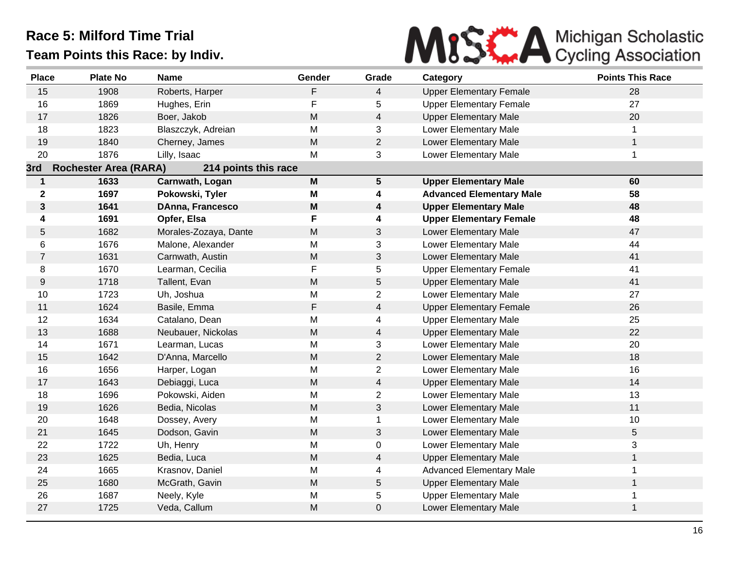# Race 5: Milford Time Trial

## Team Points this Race: by Indiv.

Michigan Scholastic Cycling Association

| Place | Plate No | Name | Gender | Grade | Category | Points This Race |
|---|---|---|---|---|---|---|
| 15 | 1908 | Roberts, Harper | F | 4 | Upper Elementary Female | 28 |
| 16 | 1869 | Hughes, Erin | F | 5 | Upper Elementary Female | 27 |
| 17 | 1826 | Boer, Jakob | M | 4 | Upper Elementary Male | 20 |
| 18 | 1823 | Blaszczyk, Adreian | M | 3 | Lower Elementary Male | 1 |
| 19 | 1840 | Cherney, James | M | 2 | Lower Elementary Male | 1 |
| 20 | 1876 | Lilly, Isaac | M | 3 | Lower Elementary Male | 1 |
| **3rd** | **Rochester Area (RARA)** | **214 points this race** | | | | |
| **1** | **1633** | **Carnwath, Logan** | **M** | **5** | **Upper Elementary Male** | **60** |
| **2** | **1697** | **Pokowski, Tyler** | **M** | **4** | **Advanced Elementary Male** | **58** |
| **3** | **1641** | **DAnna, Francesco** | **M** | **4** | **Upper Elementary Male** | **48** |
| **4** | **1691** | **Opfer, Elsa** | **F** | **4** | **Upper Elementary Female** | **48** |
| 5 | 1682 | Morales-Zozaya, Dante | M | 3 | Lower Elementary Male | 47 |
| 6 | 1676 | Malone, Alexander | M | 3 | Lower Elementary Male | 44 |
| 7 | 1631 | Carnwath, Austin | M | 3 | Lower Elementary Male | 41 |
| 8 | 1670 | Learman, Cecilia | F | 5 | Upper Elementary Female | 41 |
| 9 | 1718 | Tallent, Evan | M | 5 | Upper Elementary Male | 41 |
| 10 | 1723 | Uh, Joshua | M | 2 | Lower Elementary Male | 27 |
| 11 | 1624 | Basile, Emma | F | 4 | Upper Elementary Female | 26 |
| 12 | 1634 | Catalano, Dean | M | 4 | Upper Elementary Male | 25 |
| 13 | 1688 | Neubauer, Nickolas | M | 4 | Upper Elementary Male | 22 |
| 14 | 1671 | Learman, Lucas | M | 3 | Lower Elementary Male | 20 |
| 15 | 1642 | D'Anna, Marcello | M | 2 | Lower Elementary Male | 18 |
| 16 | 1656 | Harper, Logan | M | 2 | Lower Elementary Male | 16 |
| 17 | 1643 | Debiaggi, Luca | M | 4 | Upper Elementary Male | 14 |
| 18 | 1696 | Pokowski, Aiden | M | 2 | Lower Elementary Male | 13 |
| 19 | 1626 | Bedia, Nicolas | M | 3 | Lower Elementary Male | 11 |
| 20 | 1648 | Dossey, Avery | M | 1 | Lower Elementary Male | 10 |
| 21 | 1645 | Dodson, Gavin | M | 3 | Lower Elementary Male | 5 |
| 22 | 1722 | Uh, Henry | M | 0 | Lower Elementary Male | 3 |
| 23 | 1625 | Bedia, Luca | M | 4 | Upper Elementary Male | 1 |
| 24 | 1665 | Krasnov, Daniel | M | 4 | Advanced Elementary Male | 1 |
| 25 | 1680 | McGrath, Gavin | M | 5 | Upper Elementary Male | 1 |
| 26 | 1687 | Neely, Kyle | M | 5 | Upper Elementary Male | 1 |
| 27 | 1725 | Veda, Callum | M | 0 | Lower Elementary Male | 1 |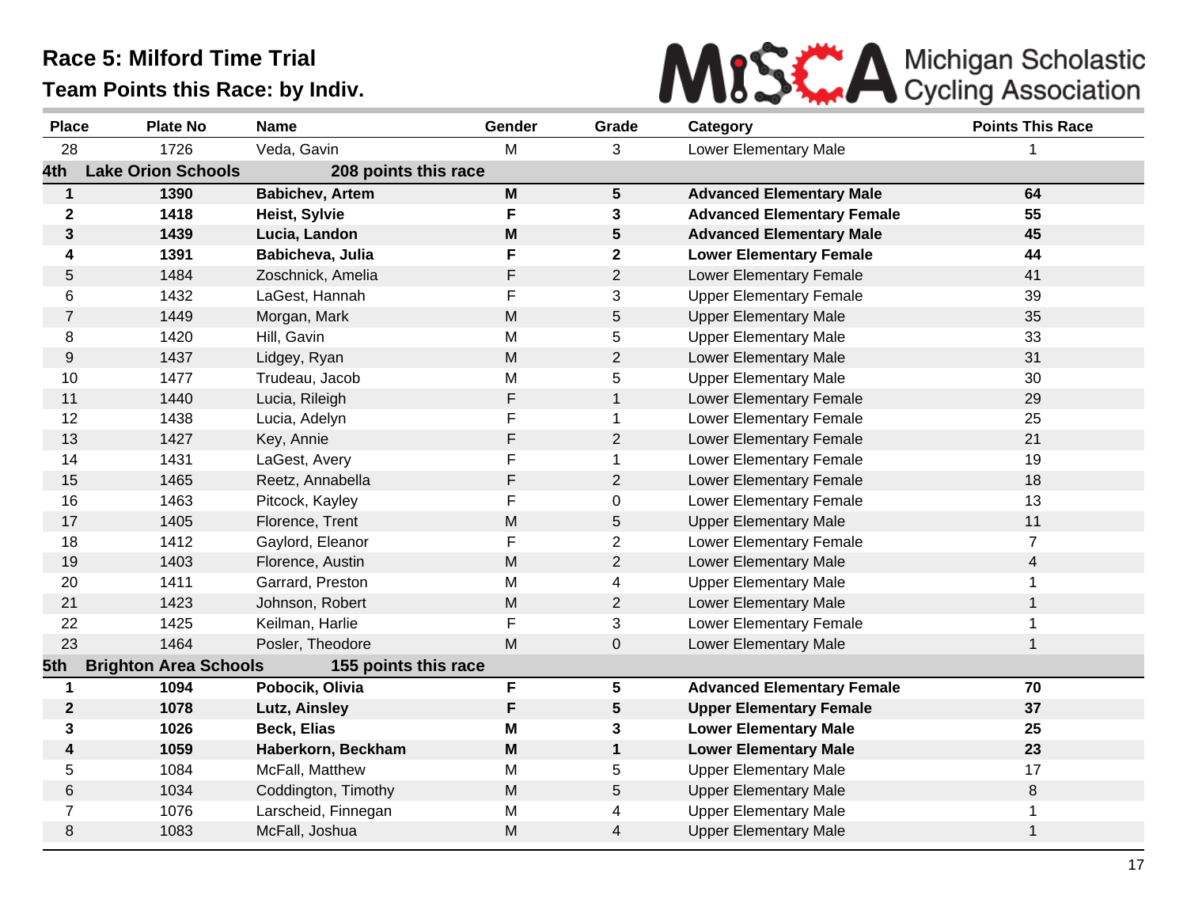# Race 5: Milford Time Trial

## Team Points this Race: by Indiv.

MiSCA Michigan Scholastic Cycling Association

| Place | Plate No | Name | Gender | Grade | Category | Points This Race |
|---|---|---|---|---|---|---|
| 28 | 1726 | Veda, Gavin | M | 3 | Lower Elementary Male | 1 |
| **4th** | **Lake Orion Schools** | **208 points this race** | | | | |
| **1** | **1390** | **Babichev, Artem** | **M** | **5** | **Advanced Elementary Male** | **64** |
| **2** | **1418** | **Heist, Sylvie** | **F** | **3** | **Advanced Elementary Female** | **55** |
| **3** | **1439** | **Lucia, Landon** | **M** | **5** | **Advanced Elementary Male** | **45** |
| **4** | **1391** | **Babicheva, Julia** | **F** | **2** | **Lower Elementary Female** | **44** |
| 5 | 1484 | Zoschnick, Amelia | F | 2 | Lower Elementary Female | 41 |
| 6 | 1432 | LaGest, Hannah | F | 3 | Upper Elementary Female | 39 |
| 7 | 1449 | Morgan, Mark | M | 5 | Upper Elementary Male | 35 |
| 8 | 1420 | Hill, Gavin | M | 5 | Upper Elementary Male | 33 |
| 9 | 1437 | Lidgey, Ryan | M | 2 | Lower Elementary Male | 31 |
| 10 | 1477 | Trudeau, Jacob | M | 5 | Upper Elementary Male | 30 |
| 11 | 1440 | Lucia, Rileigh | F | 1 | Lower Elementary Female | 29 |
| 12 | 1438 | Lucia, Adelyn | F | 1 | Lower Elementary Female | 25 |
| 13 | 1427 | Key, Annie | F | 2 | Lower Elementary Female | 21 |
| 14 | 1431 | LaGest, Avery | F | 1 | Lower Elementary Female | 19 |
| 15 | 1465 | Reetz, Annabella | F | 2 | Lower Elementary Female | 18 |
| 16 | 1463 | Pitcock, Kayley | F | 0 | Lower Elementary Female | 13 |
| 17 | 1405 | Florence, Trent | M | 5 | Upper Elementary Male | 11 |
| 18 | 1412 | Gaylord, Eleanor | F | 2 | Lower Elementary Female | 7 |
| 19 | 1403 | Florence, Austin | M | 2 | Lower Elementary Male | 4 |
| 20 | 1411 | Garrard, Preston | M | 4 | Upper Elementary Male | 1 |
| 21 | 1423 | Johnson, Robert | M | 2 | Lower Elementary Male | 1 |
| 22 | 1425 | Keilman, Harlie | F | 3 | Lower Elementary Female | 1 |
| 23 | 1464 | Posler, Theodore | M | 0 | Lower Elementary Male | 1 |
| **5th** | **Brighton Area Schools** | **155 points this race** | | | | |
| **1** | **1094** | **Pobocik, Olivia** | **F** | **5** | **Advanced Elementary Female** | **70** |
| **2** | **1078** | **Lutz, Ainsley** | **F** | **5** | **Upper Elementary Female** | **37** |
| **3** | **1026** | **Beck, Elias** | **M** | **3** | **Lower Elementary Male** | **25** |
| **4** | **1059** | **Haberkorn, Beckham** | **M** | **1** | **Lower Elementary Male** | **23** |
| 5 | 1084 | McFall, Matthew | M | 5 | Upper Elementary Male | 17 |
| 6 | 1034 | Coddington, Timothy | M | 5 | Upper Elementary Male | 8 |
| 7 | 1076 | Larscheid, Finnegan | M | 4 | Upper Elementary Male | 1 |
| 8 | 1083 | McFall, Joshua | M | 4 | Upper Elementary Male | 1 |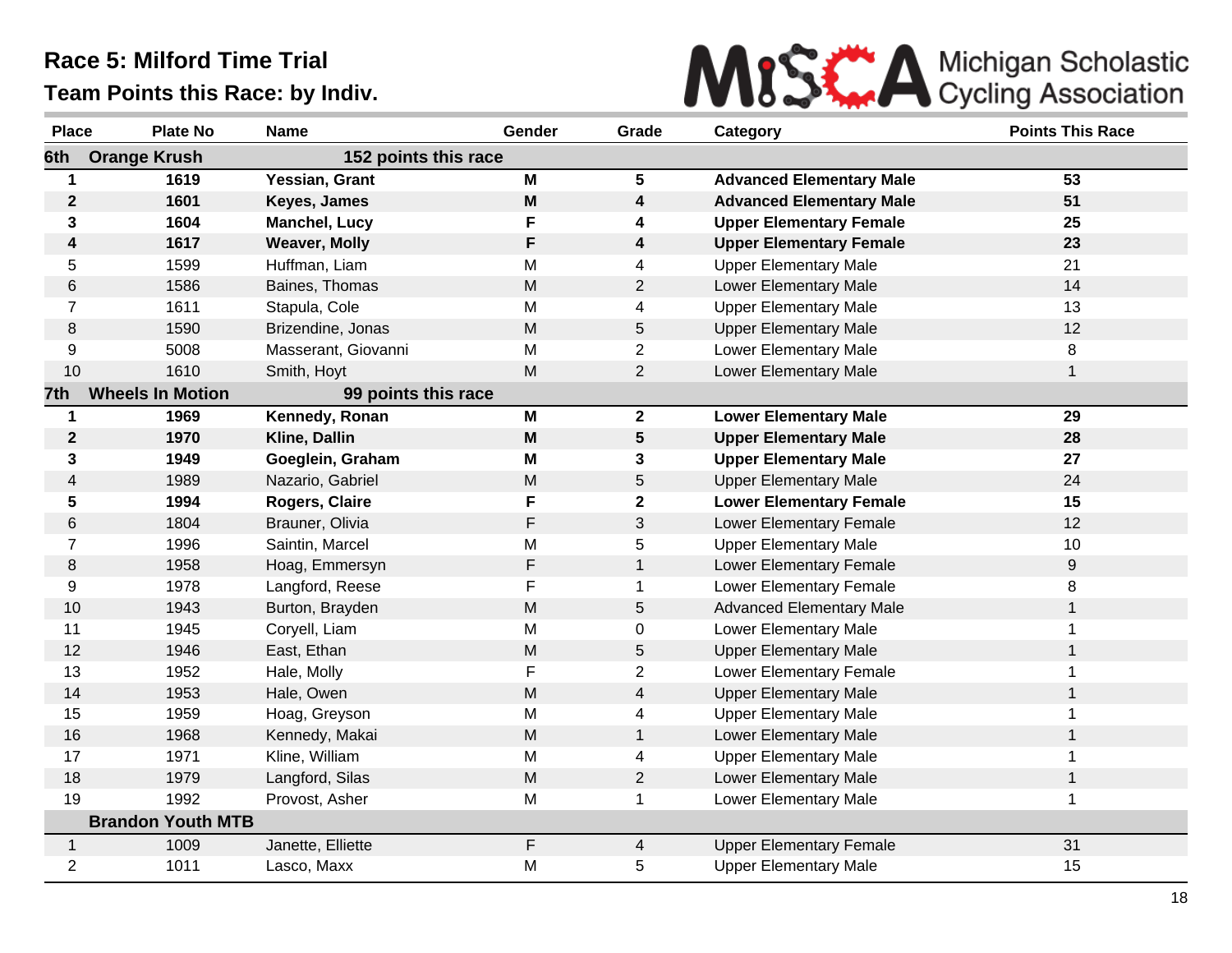# Race 5: Milford Time Trial

## Team Points this Race: by Indiv.

Michigan Scholastic Cycling Association

| Place | Plate No | Name | Gender | Grade | Category | Points This Race |
|---|---|---|---|---|---|---|
| **6th** | **Orange Krush** | **152 points this race** | | | | |
| **1** | **1619** | **Yessian, Grant** | **M** | **5** | **Advanced Elementary Male** | **53** |
| **2** | **1601** | **Keyes, James** | **M** | **4** | **Advanced Elementary Male** | **51** |
| **3** | **1604** | **Manchel, Lucy** | **F** | **4** | **Upper Elementary Female** | **25** |
| **4** | **1617** | **Weaver, Molly** | **F** | **4** | **Upper Elementary Female** | **23** |
| 5 | 1599 | Huffman, Liam | M | 4 | Upper Elementary Male | 21 |
| 6 | 1586 | Baines, Thomas | M | 2 | Lower Elementary Male | 14 |
| 7 | 1611 | Stapula, Cole | M | 4 | Upper Elementary Male | 13 |
| 8 | 1590 | Brizendine, Jonas | M | 5 | Upper Elementary Male | 12 |
| 9 | 5008 | Masserant, Giovanni | M | 2 | Lower Elementary Male | 8 |
| 10 | 1610 | Smith, Hoyt | M | 2 | Lower Elementary Male | 1 |
| **7th** | **Wheels In Motion** | **99 points this race** | | | | |
| **1** | **1969** | **Kennedy, Ronan** | **M** | **2** | **Lower Elementary Male** | **29** |
| **2** | **1970** | **Kline, Dallin** | **M** | **5** | **Upper Elementary Male** | **28** |
| **3** | **1949** | **Goeglein, Graham** | **M** | **3** | **Upper Elementary Male** | **27** |
| 4 | 1989 | Nazario, Gabriel | M | 5 | Upper Elementary Male | 24 |
| **5** | **1994** | **Rogers, Claire** | **F** | **2** | **Lower Elementary Female** | **15** |
| 6 | 1804 | Brauner, Olivia | F | 3 | Lower Elementary Female | 12 |
| 7 | 1996 | Saintin, Marcel | M | 5 | Upper Elementary Male | 10 |
| 8 | 1958 | Hoag, Emmersyn | F | 1 | Lower Elementary Female | 9 |
| 9 | 1978 | Langford, Reese | F | 1 | Lower Elementary Female | 8 |
| 10 | 1943 | Burton, Brayden | M | 5 | Advanced Elementary Male | 1 |
| 11 | 1945 | Coryell, Liam | M | 0 | Lower Elementary Male | 1 |
| 12 | 1946 | East, Ethan | M | 5 | Upper Elementary Male | 1 |
| 13 | 1952 | Hale, Molly | F | 2 | Lower Elementary Female | 1 |
| 14 | 1953 | Hale, Owen | M | 4 | Upper Elementary Male | 1 |
| 15 | 1959 | Hoag, Greyson | M | 4 | Upper Elementary Male | 1 |
| 16 | 1968 | Kennedy, Makai | M | 1 | Lower Elementary Male | 1 |
| 17 | 1971 | Kline, William | M | 4 | Upper Elementary Male | 1 |
| 18 | 1979 | Langford, Silas | M | 2 | Lower Elementary Male | 1 |
| 19 | 1992 | Provost, Asher | M | 1 | Lower Elementary Male | 1 |
| | **Brandon Youth MTB** | | | | | |
| 1 | 1009 | Janette, Elliette | F | 4 | Upper Elementary Female | 31 |
| 2 | 1011 | Lasco, Maxx | M | 5 | Upper Elementary Male | 15 |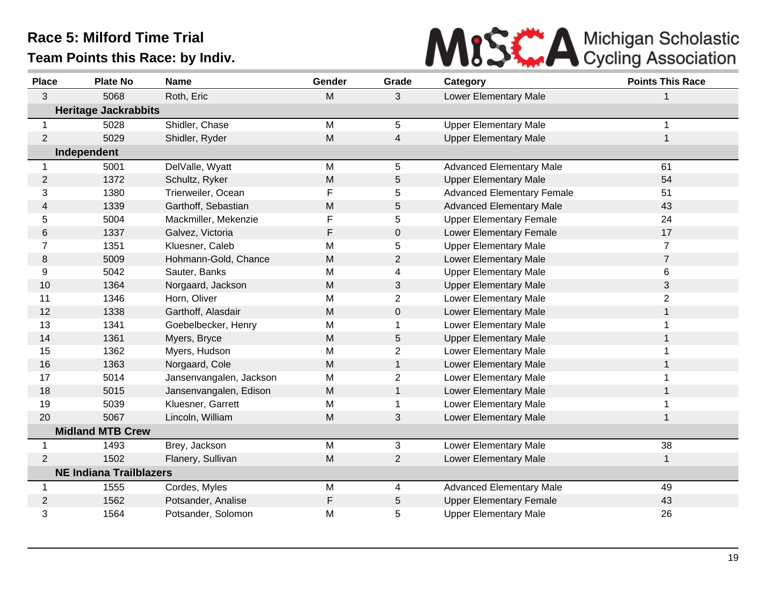# Race 5: Milford Time Trial

## Team Points this Race: by Indiv.

Michigan Scholastic Cycling Association

| Place | Plate No | Name | Gender | Grade | Category | Points This Race |
|---|---|---|---|---|---|---|
| 3 | 5068 | Roth, Eric | M | 3 | Lower Elementary Male | 1 |
| **Heritage Jackrabbits** | | | | | | |
| 1 | 5028 | Shidler, Chase | M | 5 | Upper Elementary Male | 1 |
| 2 | 5029 | Shidler, Ryder | M | 4 | Upper Elementary Male | 1 |
| **Independent** | | | | | | |
| 1 | 5001 | DelValle, Wyatt | M | 5 | Advanced Elementary Male | 61 |
| 2 | 1372 | Schultz, Ryker | M | 5 | Upper Elementary Male | 54 |
| 3 | 1380 | Trierweiler, Ocean | F | 5 | Advanced Elementary Female | 51 |
| 4 | 1339 | Garthoff, Sebastian | M | 5 | Advanced Elementary Male | 43 |
| 5 | 5004 | Mackmiller, Mekenzie | F | 5 | Upper Elementary Female | 24 |
| 6 | 1337 | Galvez, Victoria | F | 0 | Lower Elementary Female | 17 |
| 7 | 1351 | Kluesner, Caleb | M | 5 | Upper Elementary Male | 7 |
| 8 | 5009 | Hohmann-Gold, Chance | M | 2 | Lower Elementary Male | 7 |
| 9 | 5042 | Sauter, Banks | M | 4 | Upper Elementary Male | 6 |
| 10 | 1364 | Norgaard, Jackson | M | 3 | Upper Elementary Male | 3 |
| 11 | 1346 | Horn, Oliver | M | 2 | Lower Elementary Male | 2 |
| 12 | 1338 | Garthoff, Alasdair | M | 0 | Lower Elementary Male | 1 |
| 13 | 1341 | Goebelbecker, Henry | M | 1 | Lower Elementary Male | 1 |
| 14 | 1361 | Myers, Bryce | M | 5 | Upper Elementary Male | 1 |
| 15 | 1362 | Myers, Hudson | M | 2 | Lower Elementary Male | 1 |
| 16 | 1363 | Norgaard, Cole | M | 1 | Lower Elementary Male | 1 |
| 17 | 5014 | Jansenvangalen, Jackson | M | 2 | Lower Elementary Male | 1 |
| 18 | 5015 | Jansenvangalen, Edison | M | 1 | Lower Elementary Male | 1 |
| 19 | 5039 | Kluesner, Garrett | M | 1 | Lower Elementary Male | 1 |
| 20 | 5067 | Lincoln, William | M | 3 | Lower Elementary Male | 1 |
| **Midland MTB Crew** | | | | | | |
| 1 | 1493 | Brey, Jackson | M | 3 | Lower Elementary Male | 38 |
| 2 | 1502 | Flanery, Sullivan | M | 2 | Lower Elementary Male | 1 |
| **NE Indiana Trailblazers** | | | | | | |
| 1 | 1555 | Cordes, Myles | M | 4 | Advanced Elementary Male | 49 |
| 2 | 1562 | Potsander, Analise | F | 5 | Upper Elementary Female | 43 |
| 3 | 1564 | Potsander, Solomon | M | 5 | Upper Elementary Male | 26 |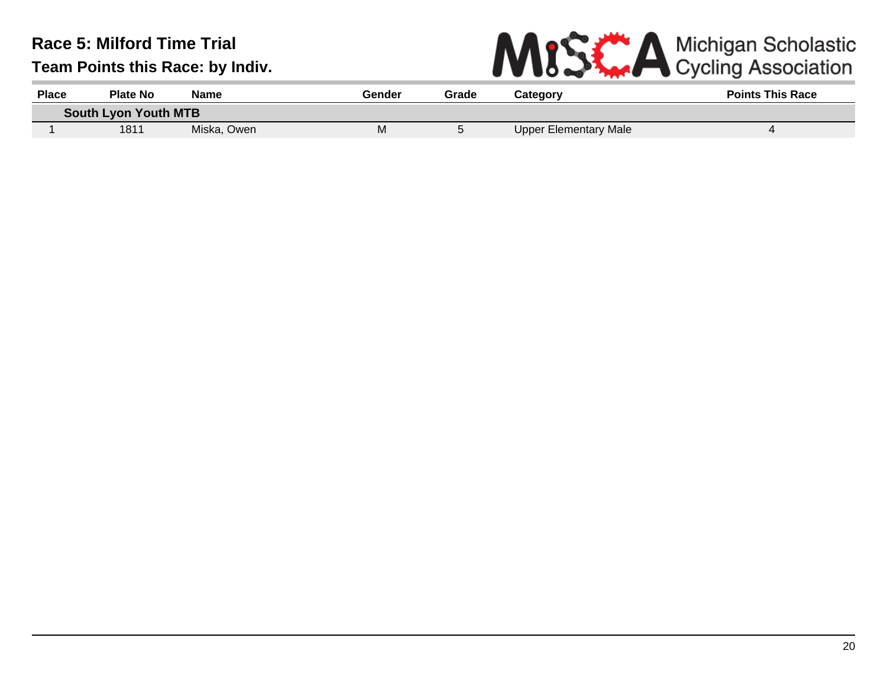# Race 5: Milford Time Trial

## Team Points this Race: by Indiv.

Michigan Scholastic Cycling Association

| Place | Plate No | Name | Gender | Grade | Category | Points This Race |
|---|---|---|---|---|---|---|
| **South Lyon Youth MTB** | | | | | | |
| 1 | 1811 | Miska, Owen | M | 5 | Upper Elementary Male | 4 |